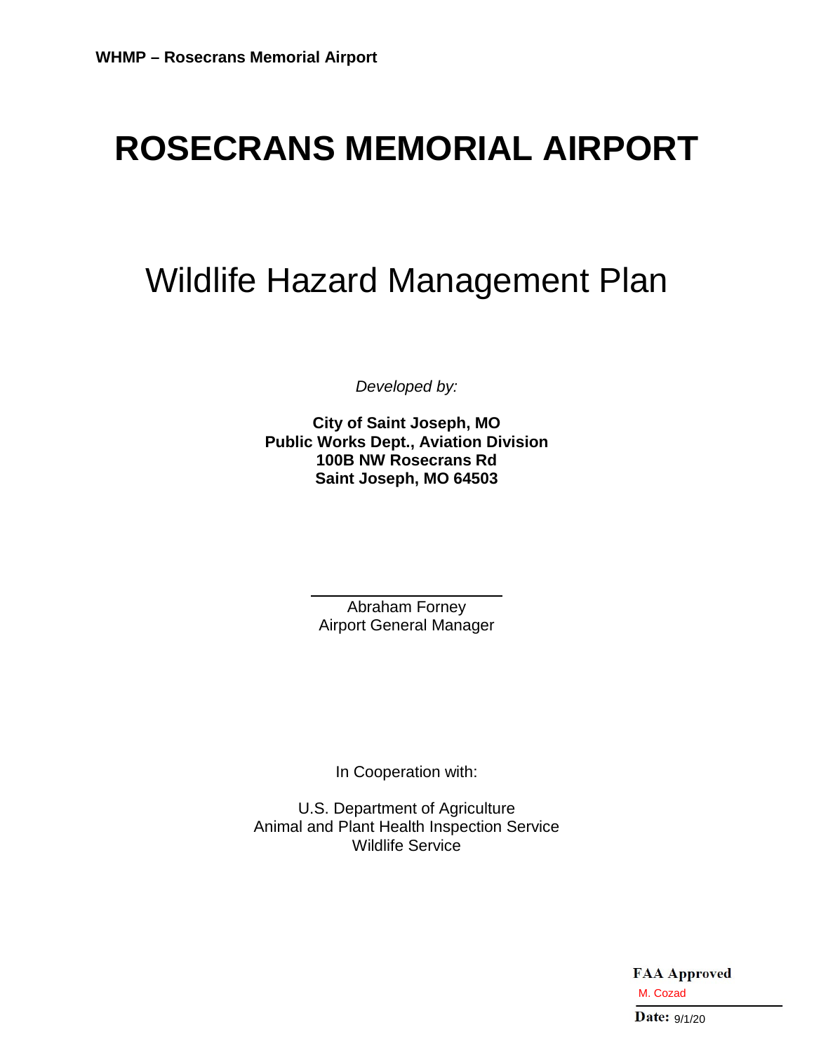# ROSECRANS MEMORIAL AIRPORT

## Wildlife Hazard Management Plan

*Developed by:*

**City of Saint Joseph, MO**
**Public Works Dept., Aviation Division**
**100B NW Rosecrans Rd**
**Saint Joseph, MO 64503**

Abraham Forney
Airport General Manager

In Cooperation with:

U.S. Department of Agriculture
Animal and Plant Health Inspection Service
Wildlife Service

**FAA Approved**
M. Cozad
**Date:** 9/1/20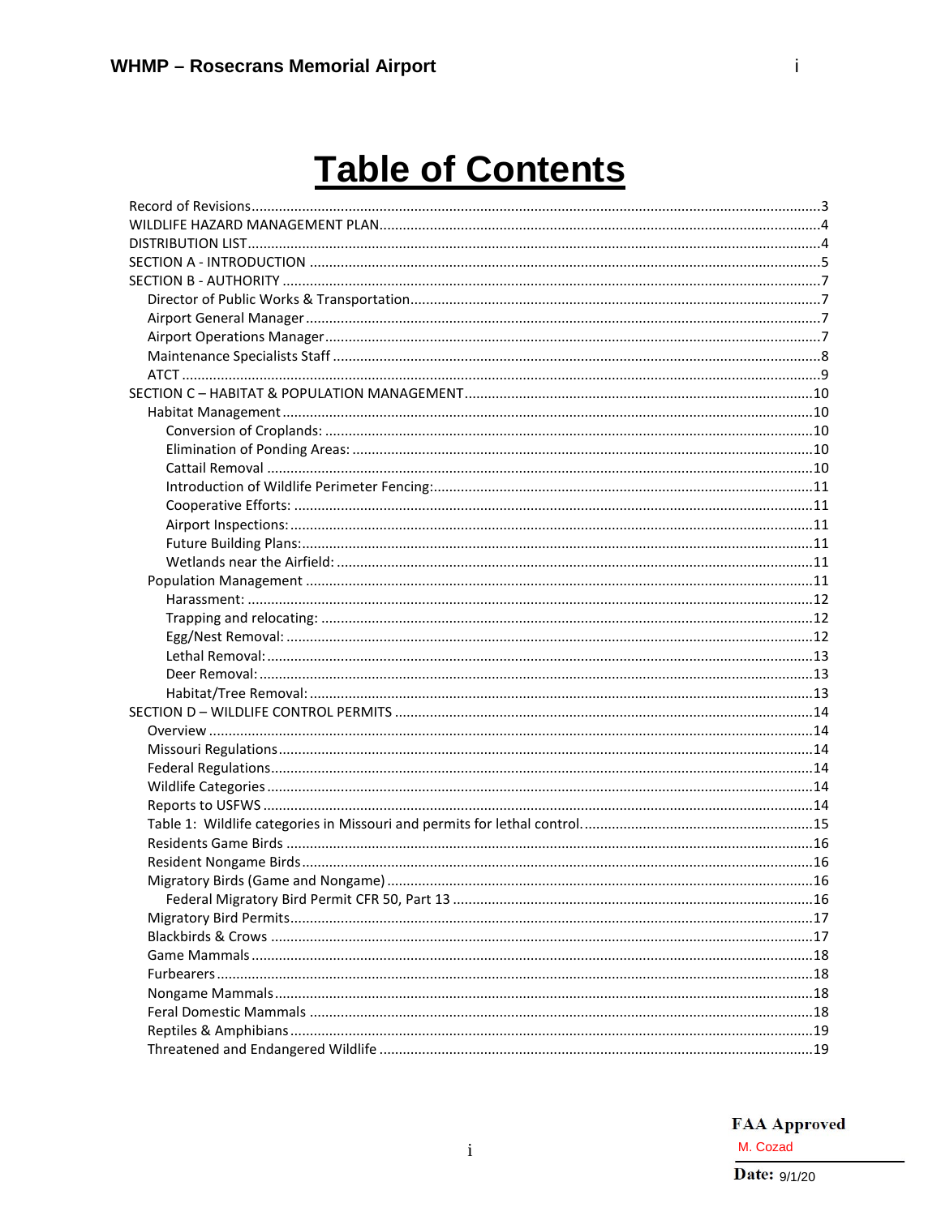# Table of Contents

Record of Revisions ........ 3
WILDLIFE HAZARD MANAGEMENT PLAN ........ 4
DISTRIBUTION LIST ........ 4
SECTION A - INTRODUCTION ........ 5
SECTION B - AUTHORITY ........ 7
- Director of Public Works & Transportation ........ 7
- Airport General Manager ........ 7
- Airport Operations Manager ........ 7
- Maintenance Specialists Staff ........ 8
- ATCT ........ 9

SECTION C – HABITAT & POPULATION MANAGEMENT ........ 10
- Habitat Management ........ 10
  - Conversion of Croplands: ........ 10
  - Elimination of Ponding Areas: ........ 10
  - Cattail Removal ........ 10
  - Introduction of Wildlife Perimeter Fencing: ........ 11
  - Cooperative Efforts: ........ 11
  - Airport Inspections: ........ 11
  - Future Building Plans: ........ 11
  - Wetlands near the Airfield: ........ 11
- Population Management ........ 11
  - Harassment: ........ 12
  - Trapping and relocating: ........ 12
  - Egg/Nest Removal: ........ 12
  - Lethal Removal: ........ 13
  - Deer Removal: ........ 13
  - Habitat/Tree Removal: ........ 13

SECTION D – WILDLIFE CONTROL PERMITS ........ 14
- Overview ........ 14
- Missouri Regulations ........ 14
- Federal Regulations ........ 14
- Wildlife Categories ........ 14
- Reports to USFWS ........ 14
- Table 1: Wildlife categories in Missouri and permits for lethal control. ........ 15
- Residents Game Birds ........ 16
- Resident Nongame Birds ........ 16
- Migratory Birds (Game and Nongame) ........ 16
  - Federal Migratory Bird Permit CFR 50, Part 13 ........ 16
- Migratory Bird Permits ........ 17
- Blackbirds & Crows ........ 17
- Game Mammals ........ 18
- Furbearers ........ 18
- Nongame Mammals ........ 18
- Feral Domestic Mammals ........ 18
- Reptiles & Amphibians ........ 19
- Threatened and Endangered Wildlife ........ 19

FAA Approved
M. Cozad
Date: 9/1/20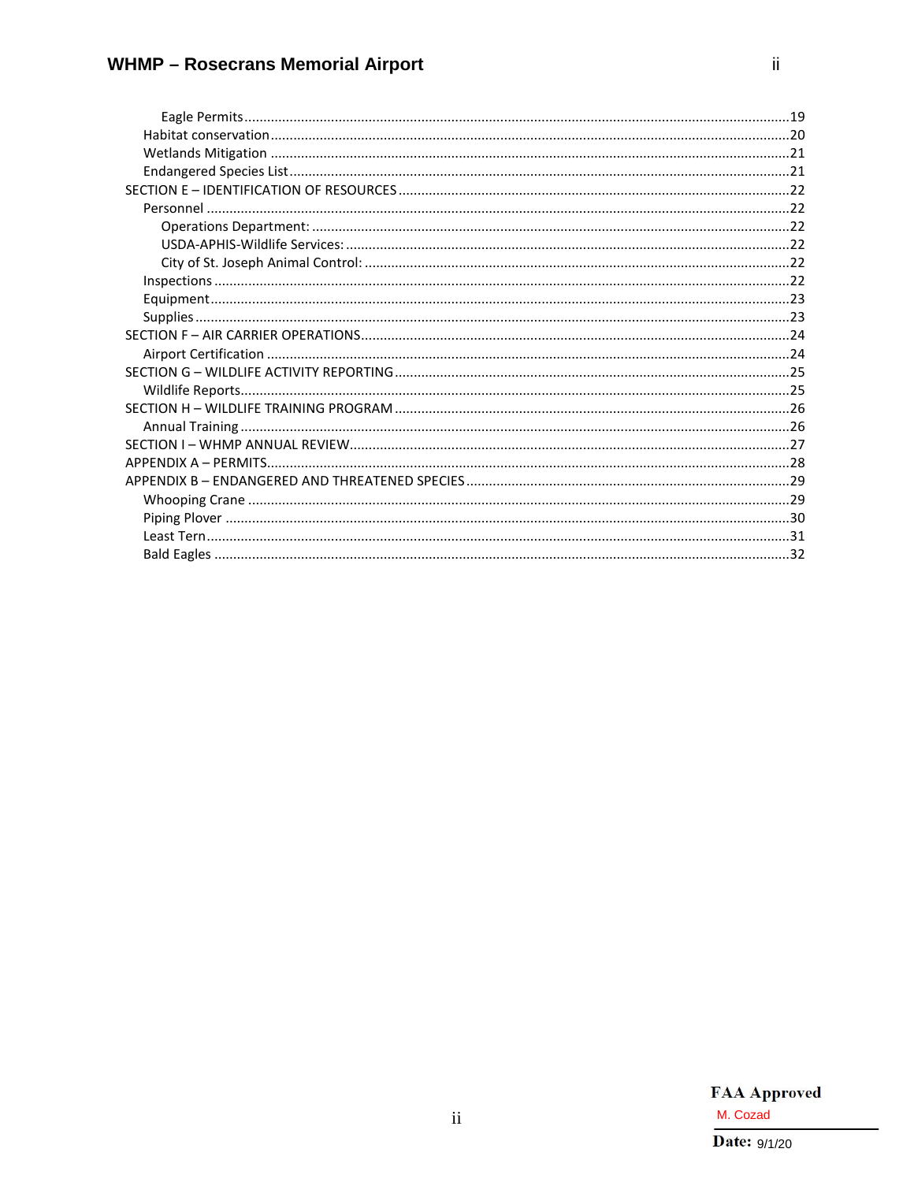Eagle Permits ....................................................................... 19
Habitat conservation ............................................................... 20
Wetlands Mitigation ................................................................ 21
Endangered Species List .......................................................... 21
SECTION E – IDENTIFICATION OF RESOURCES .............................. 22
Personnel ............................................................................... 22
Operations Department: ......................................................... 22
USDA-APHIS-Wildlife Services: ................................................ 22
City of St. Joseph Animal Control: ........................................... 22
Inspections ............................................................................. 22
Equipment .............................................................................. 23
Supplies ................................................................................. 23
SECTION F – AIR CARRIER OPERATIONS ......................................... 24
Airport Certification ................................................................ 24
SECTION G – WILDLIFE ACTIVITY REPORTING ................................ 25
Wildlife Reports ...................................................................... 25
SECTION H – WILDLIFE TRAINING PROGRAM ................................ 26
Annual Training ...................................................................... 26
SECTION I – WHMP ANNUAL REVIEW ............................................. 27
APPENDIX A – PERMITS ................................................................. 28
APPENDIX B – ENDANGERED AND THREATENED SPECIES ................ 29
Whooping Crane ..................................................................... 29
Piping Plover .......................................................................... 30
Least Tern .............................................................................. 31
Bald Eagles ............................................................................ 32

**FAA Approved**
M. Cozad
**Date:** 9/1/20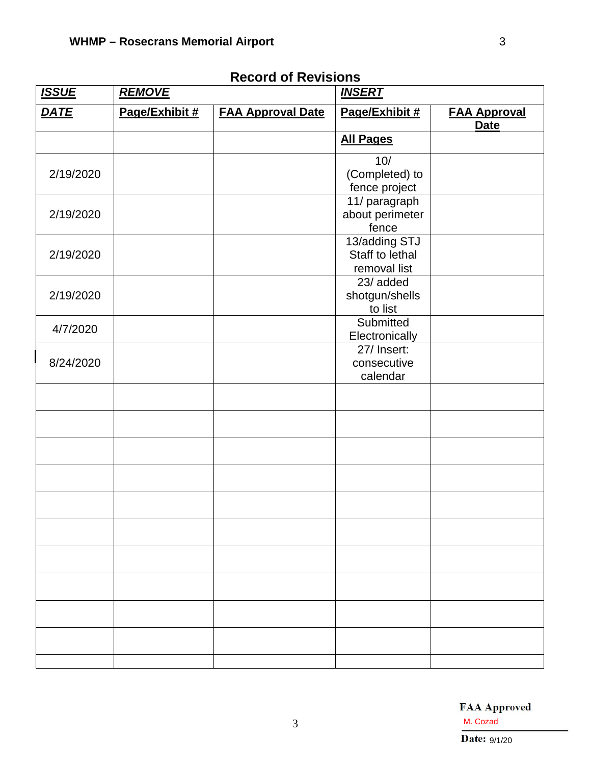## Record of Revisions

| ISSUE | REMOVE | | INSERT | |
|---|---|---|---|---|
| **DATE** | **Page/Exhibit #** | **FAA Approval Date** | **Page/Exhibit #** | **FAA Approval Date** |
| | | | **All Pages** | |
| 2/19/2020 | | | 10/ (Completed) to fence project | |
| 2/19/2020 | | | 11/ paragraph about perimeter fence | |
| 2/19/2020 | | | 13/adding STJ Staff to lethal removal list | |
| 2/19/2020 | | | 23/ added shotgun/shells to list | |
| 4/7/2020 | | | Submitted Electronically | |
| 8/24/2020 | | | 27/ Insert: consecutive calendar | |
| | | | | |
| | | | | |
| | | | | |
| | | | | |
| | | | | |
| | | | | |
| | | | | |
| | | | | |
| | | | | |
| | | | | |
| | | | | |

**FAA Approved**
M. Cozad
**Date:** 9/1/20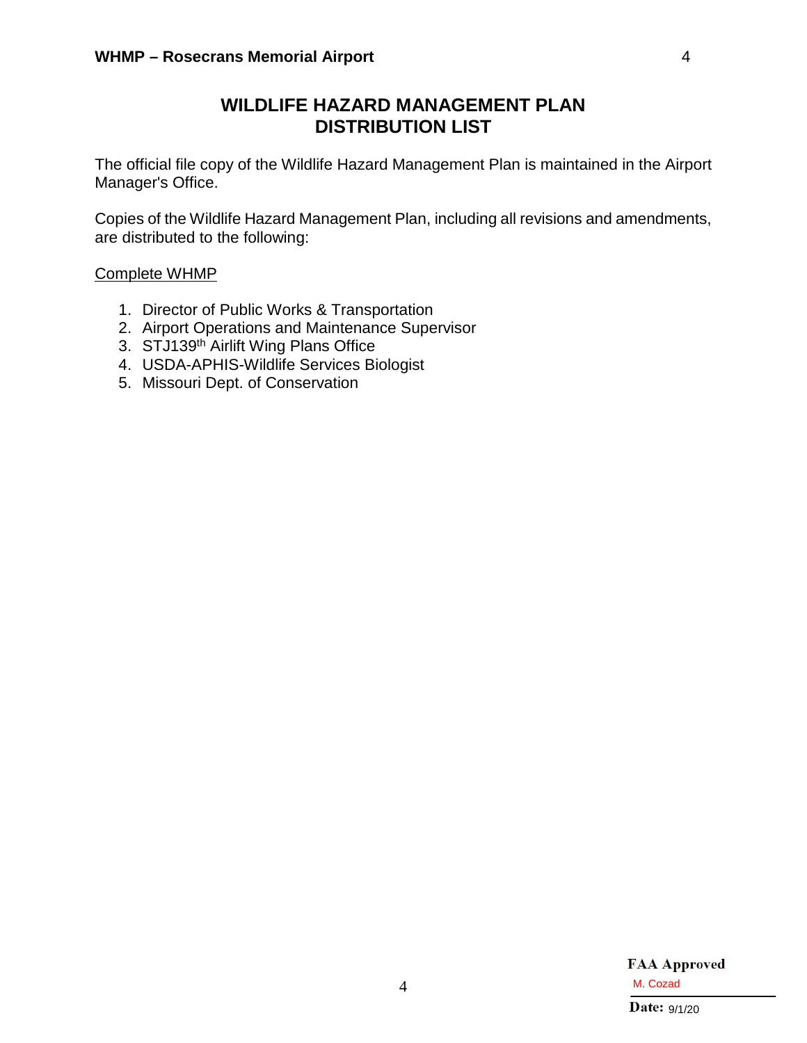# WILDLIFE HAZARD MANAGEMENT PLAN DISTRIBUTION LIST

The official file copy of the Wildlife Hazard Management Plan is maintained in the Airport Manager's Office.

Copies of the Wildlife Hazard Management Plan, including all revisions and amendments, are distributed to the following:

Complete WHMP

1. Director of Public Works & Transportation
2. Airport Operations and Maintenance Supervisor
3. STJ139th Airlift Wing Plans Office
4. USDA-APHIS-Wildlife Services Biologist
5. Missouri Dept. of Conservation

**FAA Approved**
M. Cozad
**Date:** 9/1/20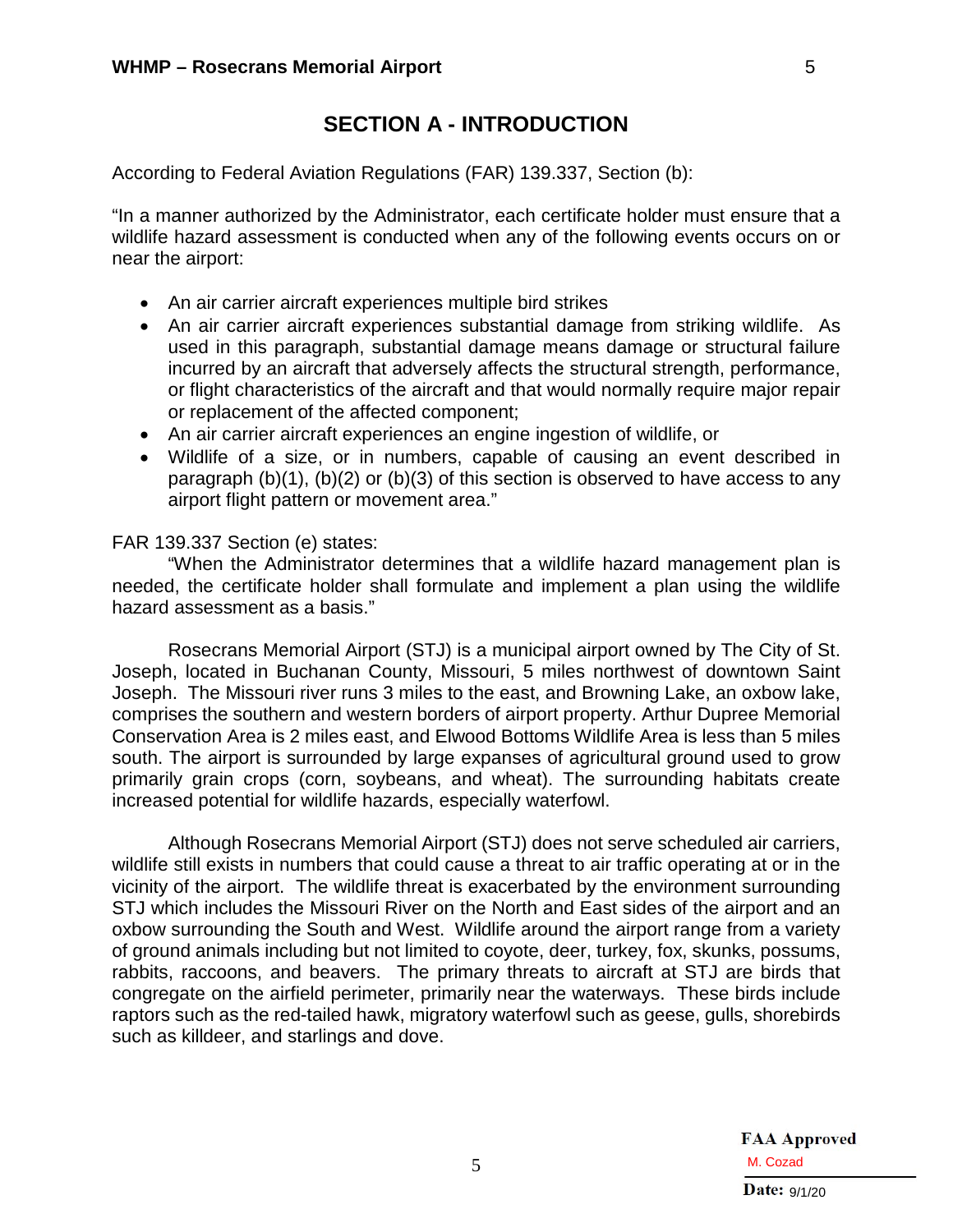# SECTION A - INTRODUCTION

According to Federal Aviation Regulations (FAR) 139.337, Section (b):

"In a manner authorized by the Administrator, each certificate holder must ensure that a wildlife hazard assessment is conducted when any of the following events occurs on or near the airport:

- An air carrier aircraft experiences multiple bird strikes
- An air carrier aircraft experiences substantial damage from striking wildlife. As used in this paragraph, substantial damage means damage or structural failure incurred by an aircraft that adversely affects the structural strength, performance, or flight characteristics of the aircraft and that would normally require major repair or replacement of the affected component;
- An air carrier aircraft experiences an engine ingestion of wildlife, or
- Wildlife of a size, or in numbers, capable of causing an event described in paragraph (b)(1), (b)(2) or (b)(3) of this section is observed to have access to any airport flight pattern or movement area."

FAR 139.337 Section (e) states:

"When the Administrator determines that a wildlife hazard management plan is needed, the certificate holder shall formulate and implement a plan using the wildlife hazard assessment as a basis."

Rosecrans Memorial Airport (STJ) is a municipal airport owned by The City of St. Joseph, located in Buchanan County, Missouri, 5 miles northwest of downtown Saint Joseph. The Missouri river runs 3 miles to the east, and Browning Lake, an oxbow lake, comprises the southern and western borders of airport property. Arthur Dupree Memorial Conservation Area is 2 miles east, and Elwood Bottoms Wildlife Area is less than 5 miles south. The airport is surrounded by large expanses of agricultural ground used to grow primarily grain crops (corn, soybeans, and wheat). The surrounding habitats create increased potential for wildlife hazards, especially waterfowl.

Although Rosecrans Memorial Airport (STJ) does not serve scheduled air carriers, wildlife still exists in numbers that could cause a threat to air traffic operating at or in the vicinity of the airport. The wildlife threat is exacerbated by the environment surrounding STJ which includes the Missouri River on the North and East sides of the airport and an oxbow surrounding the South and West. Wildlife around the airport range from a variety of ground animals including but not limited to coyote, deer, turkey, fox, skunks, possums, rabbits, raccoons, and beavers. The primary threats to aircraft at STJ are birds that congregate on the airfield perimeter, primarily near the waterways. These birds include raptors such as the red-tailed hawk, migratory waterfowl such as geese, gulls, shorebirds such as killdeer, and starlings and dove.

**FAA Approved**
M. Cozad
**Date:** 9/1/20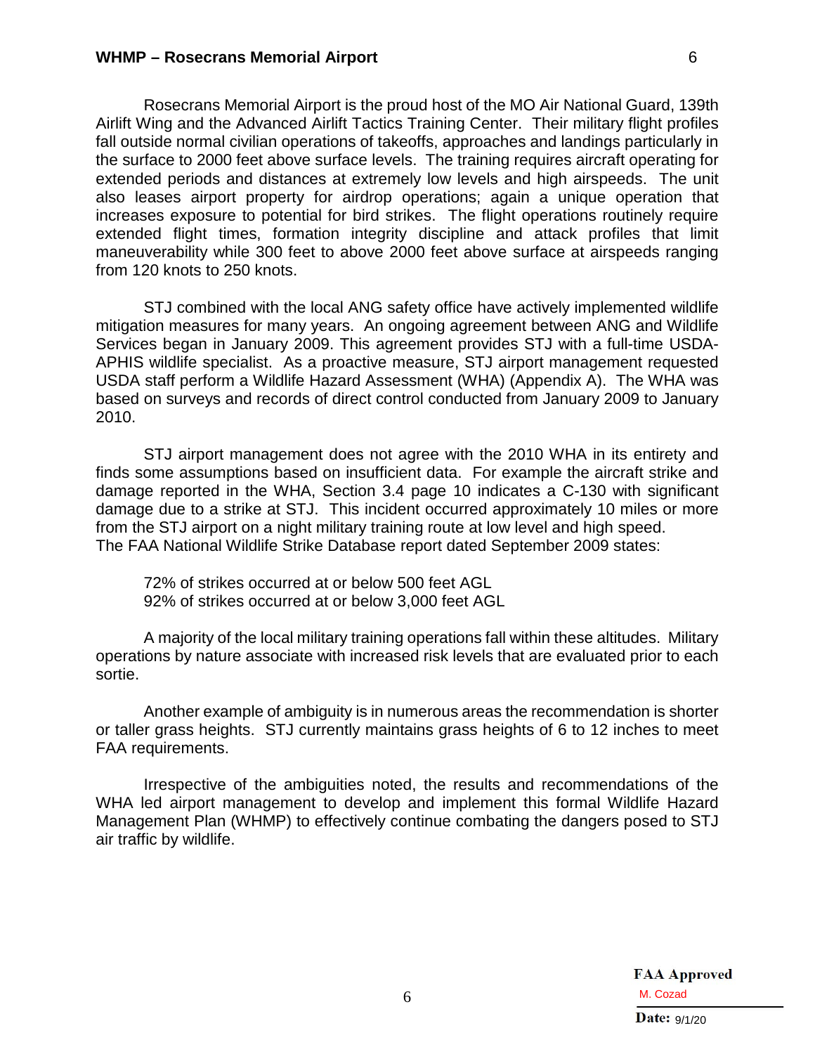Rosecrans Memorial Airport is the proud host of the MO Air National Guard, 139th Airlift Wing and the Advanced Airlift Tactics Training Center. Their military flight profiles fall outside normal civilian operations of takeoffs, approaches and landings particularly in the surface to 2000 feet above surface levels. The training requires aircraft operating for extended periods and distances at extremely low levels and high airspeeds. The unit also leases airport property for airdrop operations; again a unique operation that increases exposure to potential for bird strikes. The flight operations routinely require extended flight times, formation integrity discipline and attack profiles that limit maneuverability while 300 feet to above 2000 feet above surface at airspeeds ranging from 120 knots to 250 knots.

STJ combined with the local ANG safety office have actively implemented wildlife mitigation measures for many years. An ongoing agreement between ANG and Wildlife Services began in January 2009. This agreement provides STJ with a full-time USDA-APHIS wildlife specialist. As a proactive measure, STJ airport management requested USDA staff perform a Wildlife Hazard Assessment (WHA) (Appendix A). The WHA was based on surveys and records of direct control conducted from January 2009 to January 2010.

STJ airport management does not agree with the 2010 WHA in its entirety and finds some assumptions based on insufficient data. For example the aircraft strike and damage reported in the WHA, Section 3.4 page 10 indicates a C-130 with significant damage due to a strike at STJ. This incident occurred approximately 10 miles or more from the STJ airport on a night military training route at low level and high speed. The FAA National Wildlife Strike Database report dated September 2009 states:

72% of strikes occurred at or below 500 feet AGL
92% of strikes occurred at or below 3,000 feet AGL

A majority of the local military training operations fall within these altitudes. Military operations by nature associate with increased risk levels that are evaluated prior to each sortie.

Another example of ambiguity is in numerous areas the recommendation is shorter or taller grass heights. STJ currently maintains grass heights of 6 to 12 inches to meet FAA requirements.

Irrespective of the ambiguities noted, the results and recommendations of the WHA led airport management to develop and implement this formal Wildlife Hazard Management Plan (WHMP) to effectively continue combating the dangers posed to STJ air traffic by wildlife.

**FAA Approved**
M. Cozad
**Date:** 9/1/20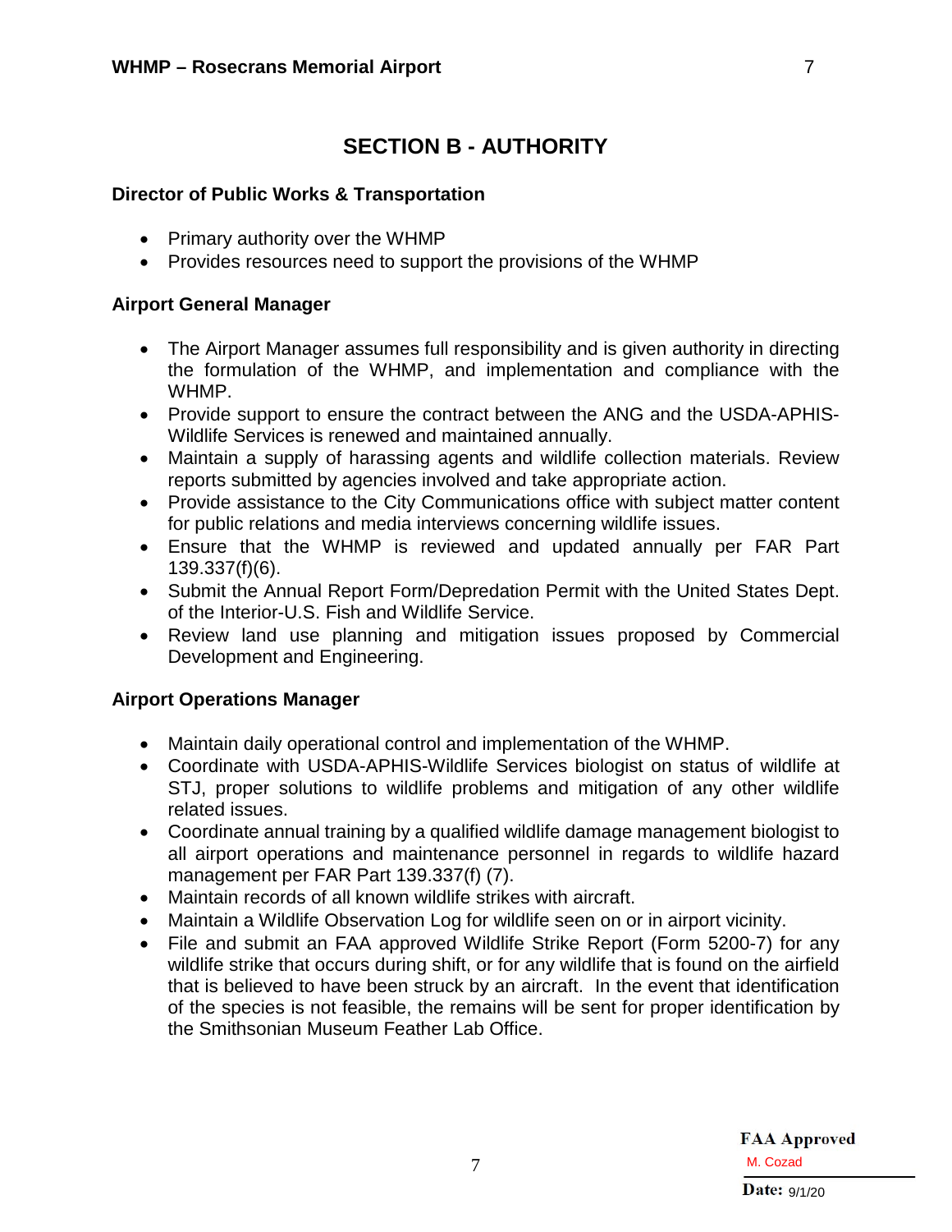# SECTION B - AUTHORITY

**Director of Public Works & Transportation**

- Primary authority over the WHMP
- Provides resources need to support the provisions of the WHMP

**Airport General Manager**

- The Airport Manager assumes full responsibility and is given authority in directing the formulation of the WHMP, and implementation and compliance with the WHMP.
- Provide support to ensure the contract between the ANG and the USDA-APHIS-Wildlife Services is renewed and maintained annually.
- Maintain a supply of harassing agents and wildlife collection materials. Review reports submitted by agencies involved and take appropriate action.
- Provide assistance to the City Communications office with subject matter content for public relations and media interviews concerning wildlife issues.
- Ensure that the WHMP is reviewed and updated annually per FAR Part 139.337(f)(6).
- Submit the Annual Report Form/Depredation Permit with the United States Dept. of the Interior-U.S. Fish and Wildlife Service.
- Review land use planning and mitigation issues proposed by Commercial Development and Engineering.

**Airport Operations Manager**

- Maintain daily operational control and implementation of the WHMP.
- Coordinate with USDA-APHIS-Wildlife Services biologist on status of wildlife at STJ, proper solutions to wildlife problems and mitigation of any other wildlife related issues.
- Coordinate annual training by a qualified wildlife damage management biologist to all airport operations and maintenance personnel in regards to wildlife hazard management per FAR Part 139.337(f) (7).
- Maintain records of all known wildlife strikes with aircraft.
- Maintain a Wildlife Observation Log for wildlife seen on or in airport vicinity.
- File and submit an FAA approved Wildlife Strike Report (Form 5200-7) for any wildlife strike that occurs during shift, or for any wildlife that is found on the airfield that is believed to have been struck by an aircraft. In the event that identification of the species is not feasible, the remains will be sent for proper identification by the Smithsonian Museum Feather Lab Office.

**FAA Approved**
M. Cozad
**Date:** 9/1/20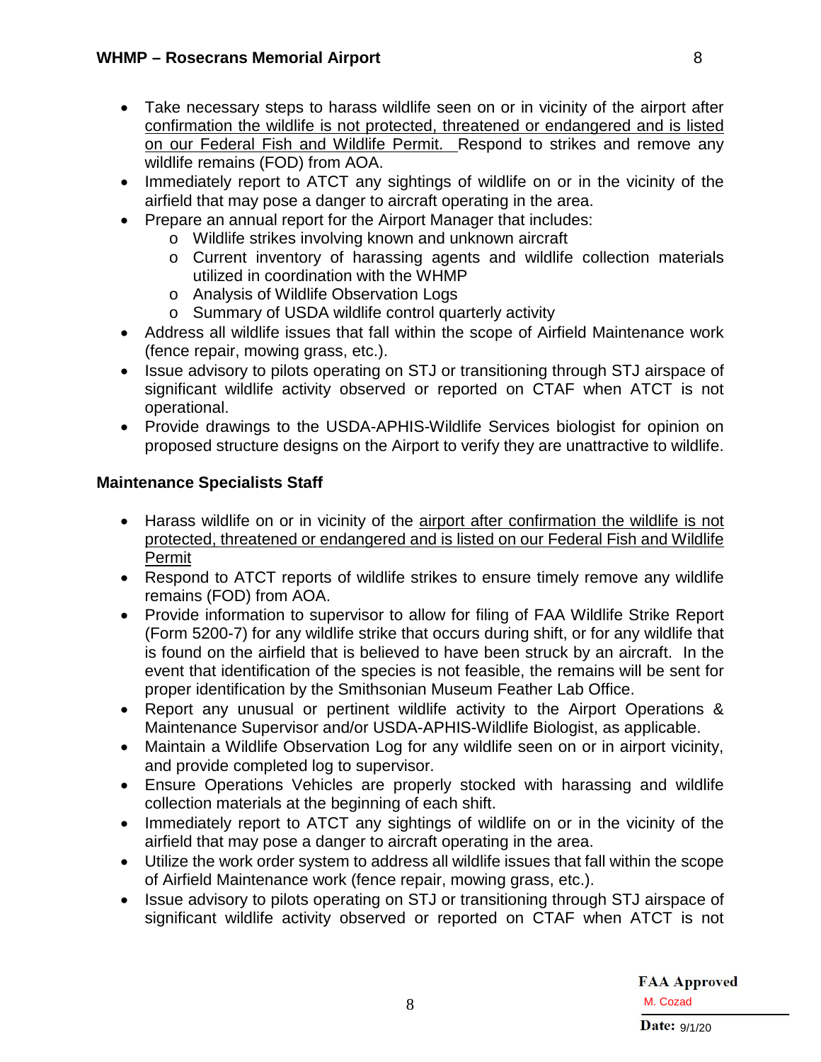- Take necessary steps to harass wildlife seen on or in vicinity of the airport after confirmation the wildlife is not protected, threatened or endangered and is listed on our Federal Fish and Wildlife Permit. Respond to strikes and remove any wildlife remains (FOD) from AOA.
- Immediately report to ATCT any sightings of wildlife on or in the vicinity of the airfield that may pose a danger to aircraft operating in the area.
- Prepare an annual report for the Airport Manager that includes:
  - Wildlife strikes involving known and unknown aircraft
  - Current inventory of harassing agents and wildlife collection materials utilized in coordination with the WHMP
  - Analysis of Wildlife Observation Logs
  - Summary of USDA wildlife control quarterly activity
- Address all wildlife issues that fall within the scope of Airfield Maintenance work (fence repair, mowing grass, etc.).
- Issue advisory to pilots operating on STJ or transitioning through STJ airspace of significant wildlife activity observed or reported on CTAF when ATCT is not operational.
- Provide drawings to the USDA-APHIS-Wildlife Services biologist for opinion on proposed structure designs on the Airport to verify they are unattractive to wildlife.

**Maintenance Specialists Staff**

- Harass wildlife on or in vicinity of the airport after confirmation the wildlife is not protected, threatened or endangered and is listed on our Federal Fish and Wildlife Permit
- Respond to ATCT reports of wildlife strikes to ensure timely remove any wildlife remains (FOD) from AOA.
- Provide information to supervisor to allow for filing of FAA Wildlife Strike Report (Form 5200-7) for any wildlife strike that occurs during shift, or for any wildlife that is found on the airfield that is believed to have been struck by an aircraft. In the event that identification of the species is not feasible, the remains will be sent for proper identification by the Smithsonian Museum Feather Lab Office.
- Report any unusual or pertinent wildlife activity to the Airport Operations & Maintenance Supervisor and/or USDA-APHIS-Wildlife Biologist, as applicable.
- Maintain a Wildlife Observation Log for any wildlife seen on or in airport vicinity, and provide completed log to supervisor.
- Ensure Operations Vehicles are properly stocked with harassing and wildlife collection materials at the beginning of each shift.
- Immediately report to ATCT any sightings of wildlife on or in the vicinity of the airfield that may pose a danger to aircraft operating in the area.
- Utilize the work order system to address all wildlife issues that fall within the scope of Airfield Maintenance work (fence repair, mowing grass, etc.).
- Issue advisory to pilots operating on STJ or transitioning through STJ airspace of significant wildlife activity observed or reported on CTAF when ATCT is not

**FAA Approved**
M. Cozad
**Date:** 9/1/20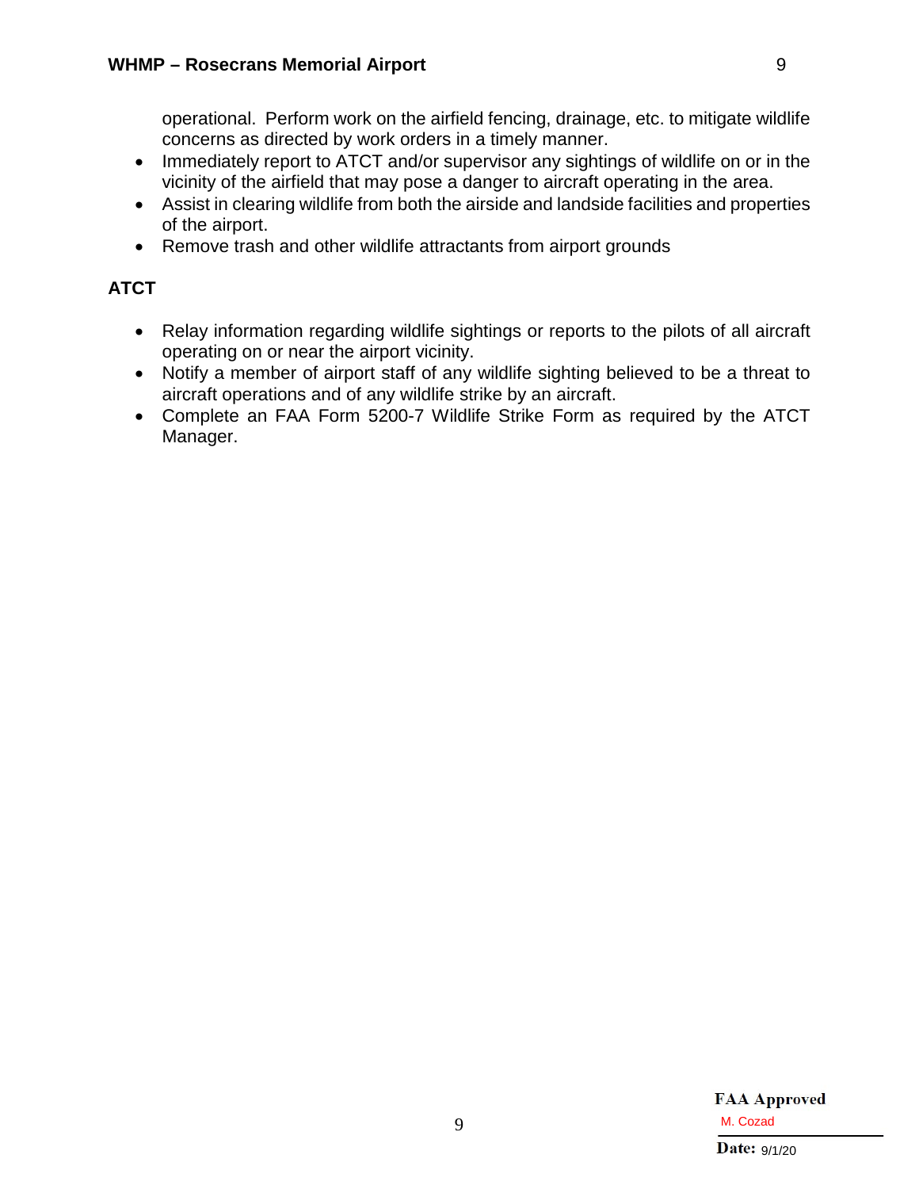operational. Perform work on the airfield fencing, drainage, etc. to mitigate wildlife concerns as directed by work orders in a timely manner.

- Immediately report to ATCT and/or supervisor any sightings of wildlife on or in the vicinity of the airfield that may pose a danger to aircraft operating in the area.
- Assist in clearing wildlife from both the airside and landside facilities and properties of the airport.
- Remove trash and other wildlife attractants from airport grounds

## ATCT

- Relay information regarding wildlife sightings or reports to the pilots of all aircraft operating on or near the airport vicinity.
- Notify a member of airport staff of any wildlife sighting believed to be a threat to aircraft operations and of any wildlife strike by an aircraft.
- Complete an FAA Form 5200-7 Wildlife Strike Form as required by the ATCT Manager.

**FAA Approved**
M. Cozad
**Date:** 9/1/20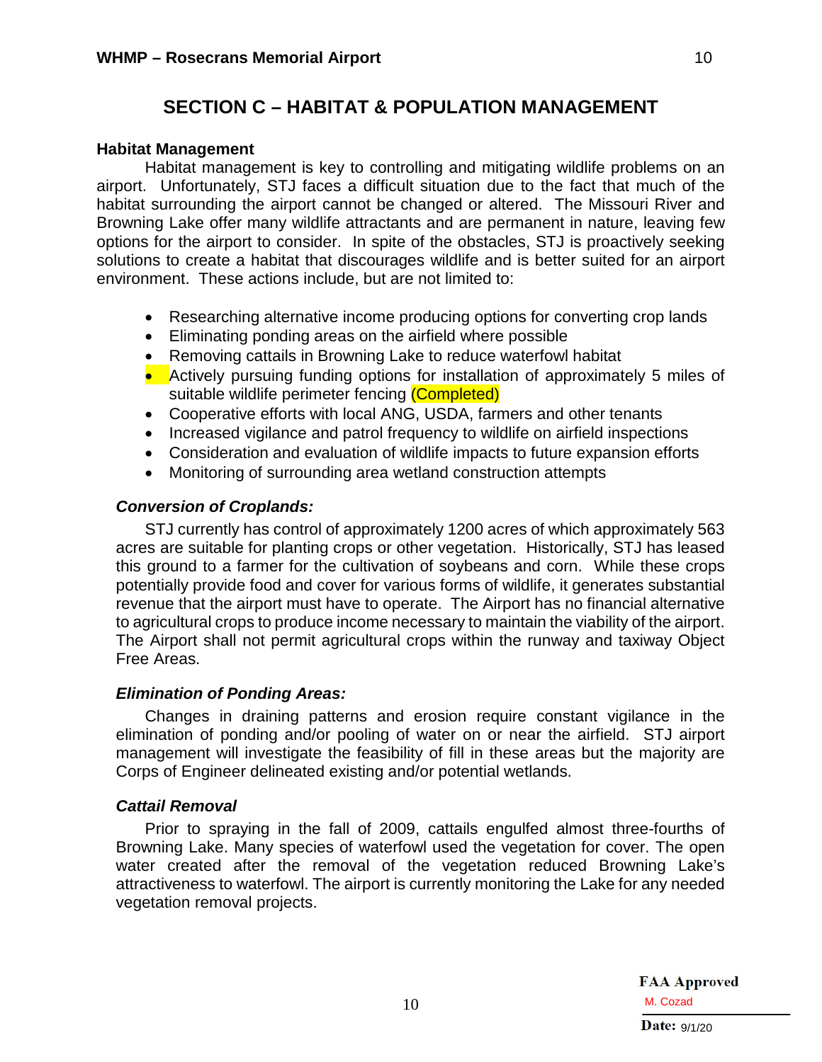## SECTION C – HABITAT & POPULATION MANAGEMENT

**Habitat Management**

Habitat management is key to controlling and mitigating wildlife problems on an airport. Unfortunately, STJ faces a difficult situation due to the fact that much of the habitat surrounding the airport cannot be changed or altered. The Missouri River and Browning Lake offer many wildlife attractants and are permanent in nature, leaving few options for the airport to consider. In spite of the obstacles, STJ is proactively seeking solutions to create a habitat that discourages wildlife and is better suited for an airport environment. These actions include, but are not limited to:

- Researching alternative income producing options for converting crop lands
- Eliminating ponding areas on the airfield where possible
- Removing cattails in Browning Lake to reduce waterfowl habitat
- Actively pursuing funding options for installation of approximately 5 miles of suitable wildlife perimeter fencing (Completed)
- Cooperative efforts with local ANG, USDA, farmers and other tenants
- Increased vigilance and patrol frequency to wildlife on airfield inspections
- Consideration and evaluation of wildlife impacts to future expansion efforts
- Monitoring of surrounding area wetland construction attempts

### *Conversion of Croplands:*

STJ currently has control of approximately 1200 acres of which approximately 563 acres are suitable for planting crops or other vegetation. Historically, STJ has leased this ground to a farmer for the cultivation of soybeans and corn. While these crops potentially provide food and cover for various forms of wildlife, it generates substantial revenue that the airport must have to operate. The Airport has no financial alternative to agricultural crops to produce income necessary to maintain the viability of the airport. The Airport shall not permit agricultural crops within the runway and taxiway Object Free Areas.

### *Elimination of Ponding Areas:*

Changes in draining patterns and erosion require constant vigilance in the elimination of ponding and/or pooling of water on or near the airfield. STJ airport management will investigate the feasibility of fill in these areas but the majority are Corps of Engineer delineated existing and/or potential wetlands.

### *Cattail Removal*

Prior to spraying in the fall of 2009, cattails engulfed almost three-fourths of Browning Lake. Many species of waterfowl used the vegetation for cover. The open water created after the removal of the vegetation reduced Browning Lake's attractiveness to waterfowl. The airport is currently monitoring the Lake for any needed vegetation removal projects.

FAA Approved
M. Cozad
Date: 9/1/20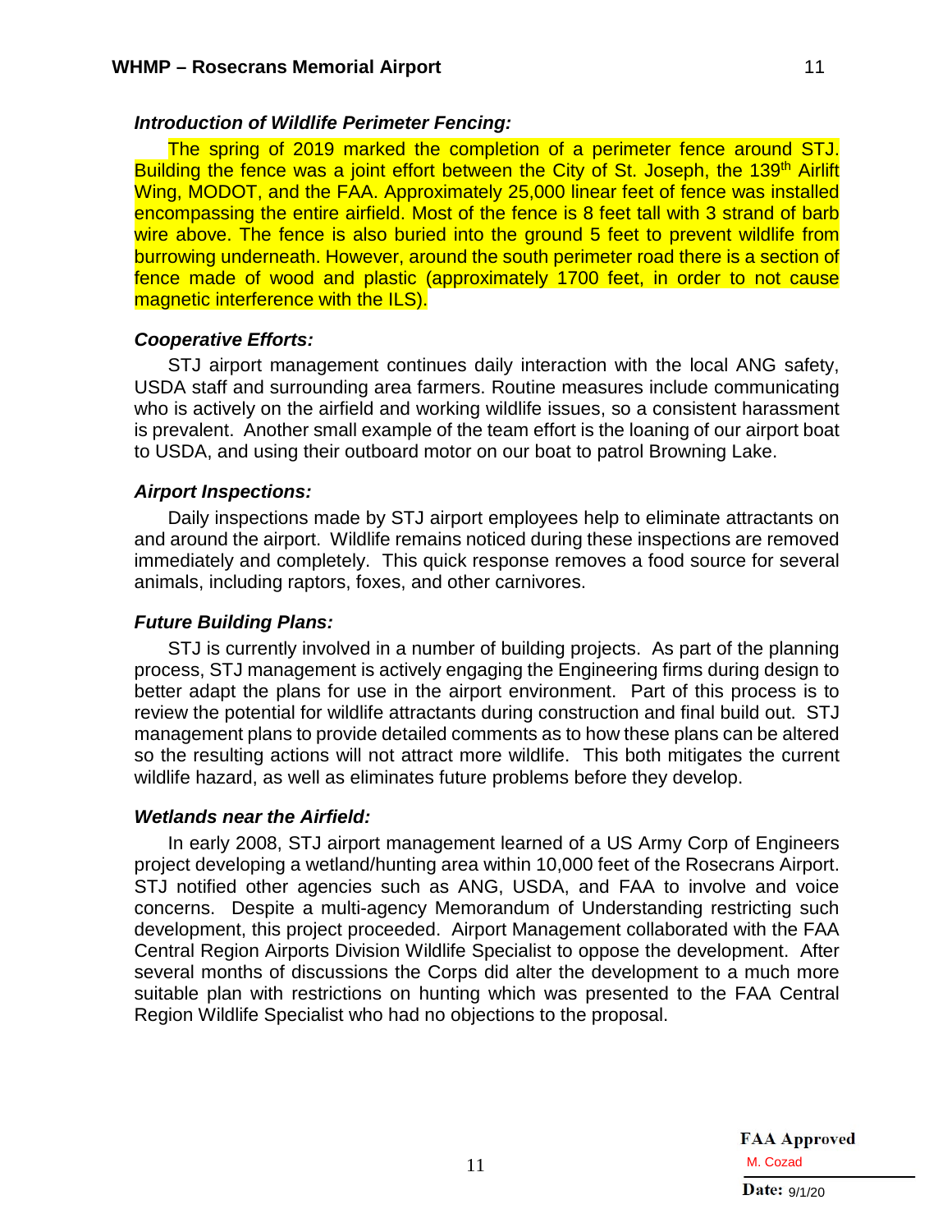### *Introduction of Wildlife Perimeter Fencing:*

The spring of 2019 marked the completion of a perimeter fence around STJ. Building the fence was a joint effort between the City of St. Joseph, the 139th Airlift Wing, MODOT, and the FAA. Approximately 25,000 linear feet of fence was installed encompassing the entire airfield. Most of the fence is 8 feet tall with 3 strand of barb wire above. The fence is also buried into the ground 5 feet to prevent wildlife from burrowing underneath. However, around the south perimeter road there is a section of fence made of wood and plastic (approximately 1700 feet, in order to not cause magnetic interference with the ILS).

### *Cooperative Efforts:*

STJ airport management continues daily interaction with the local ANG safety, USDA staff and surrounding area farmers. Routine measures include communicating who is actively on the airfield and working wildlife issues, so a consistent harassment is prevalent. Another small example of the team effort is the loaning of our airport boat to USDA, and using their outboard motor on our boat to patrol Browning Lake.

### *Airport Inspections:*

Daily inspections made by STJ airport employees help to eliminate attractants on and around the airport. Wildlife remains noticed during these inspections are removed immediately and completely. This quick response removes a food source for several animals, including raptors, foxes, and other carnivores.

### *Future Building Plans:*

STJ is currently involved in a number of building projects. As part of the planning process, STJ management is actively engaging the Engineering firms during design to better adapt the plans for use in the airport environment. Part of this process is to review the potential for wildlife attractants during construction and final build out. STJ management plans to provide detailed comments as to how these plans can be altered so the resulting actions will not attract more wildlife. This both mitigates the current wildlife hazard, as well as eliminates future problems before they develop.

### *Wetlands near the Airfield:*

In early 2008, STJ airport management learned of a US Army Corp of Engineers project developing a wetland/hunting area within 10,000 feet of the Rosecrans Airport. STJ notified other agencies such as ANG, USDA, and FAA to involve and voice concerns. Despite a multi-agency Memorandum of Understanding restricting such development, this project proceeded. Airport Management collaborated with the FAA Central Region Airports Division Wildlife Specialist to oppose the development. After several months of discussions the Corps did alter the development to a much more suitable plan with restrictions on hunting which was presented to the FAA Central Region Wildlife Specialist who had no objections to the proposal.

**FAA Approved**
M. Cozad
**Date:** 9/1/20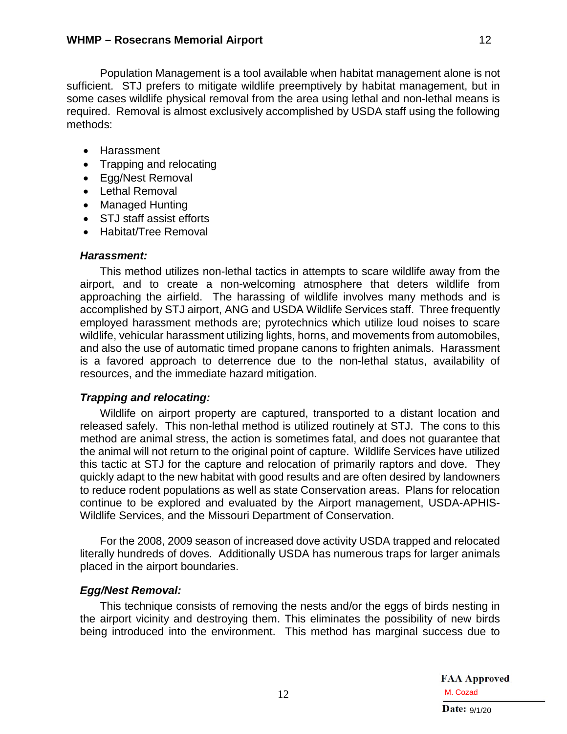Population Management is a tool available when habitat management alone is not sufficient. STJ prefers to mitigate wildlife preemptively by habitat management, but in some cases wildlife physical removal from the area using lethal and non-lethal means is required. Removal is almost exclusively accomplished by USDA staff using the following methods:

- Harassment
- Trapping and relocating
- Egg/Nest Removal
- Lethal Removal
- Managed Hunting
- STJ staff assist efforts
- Habitat/Tree Removal

***Harassment:***

This method utilizes non-lethal tactics in attempts to scare wildlife away from the airport, and to create a non-welcoming atmosphere that deters wildlife from approaching the airfield. The harassing of wildlife involves many methods and is accomplished by STJ airport, ANG and USDA Wildlife Services staff. Three frequently employed harassment methods are; pyrotechnics which utilize loud noises to scare wildlife, vehicular harassment utilizing lights, horns, and movements from automobiles, and also the use of automatic timed propane canons to frighten animals. Harassment is a favored approach to deterrence due to the non-lethal status, availability of resources, and the immediate hazard mitigation.

***Trapping and relocating:***

Wildlife on airport property are captured, transported to a distant location and released safely. This non-lethal method is utilized routinely at STJ. The cons to this method are animal stress, the action is sometimes fatal, and does not guarantee that the animal will not return to the original point of capture. Wildlife Services have utilized this tactic at STJ for the capture and relocation of primarily raptors and dove. They quickly adapt to the new habitat with good results and are often desired by landowners to reduce rodent populations as well as state Conservation areas. Plans for relocation continue to be explored and evaluated by the Airport management, USDA-APHIS-Wildlife Services, and the Missouri Department of Conservation.

For the 2008, 2009 season of increased dove activity USDA trapped and relocated literally hundreds of doves. Additionally USDA has numerous traps for larger animals placed in the airport boundaries.

***Egg/Nest Removal:***

This technique consists of removing the nests and/or the eggs of birds nesting in the airport vicinity and destroying them. This eliminates the possibility of new birds being introduced into the environment. This method has marginal success due to

**FAA Approved**
M. Cozad
**Date:** 9/1/20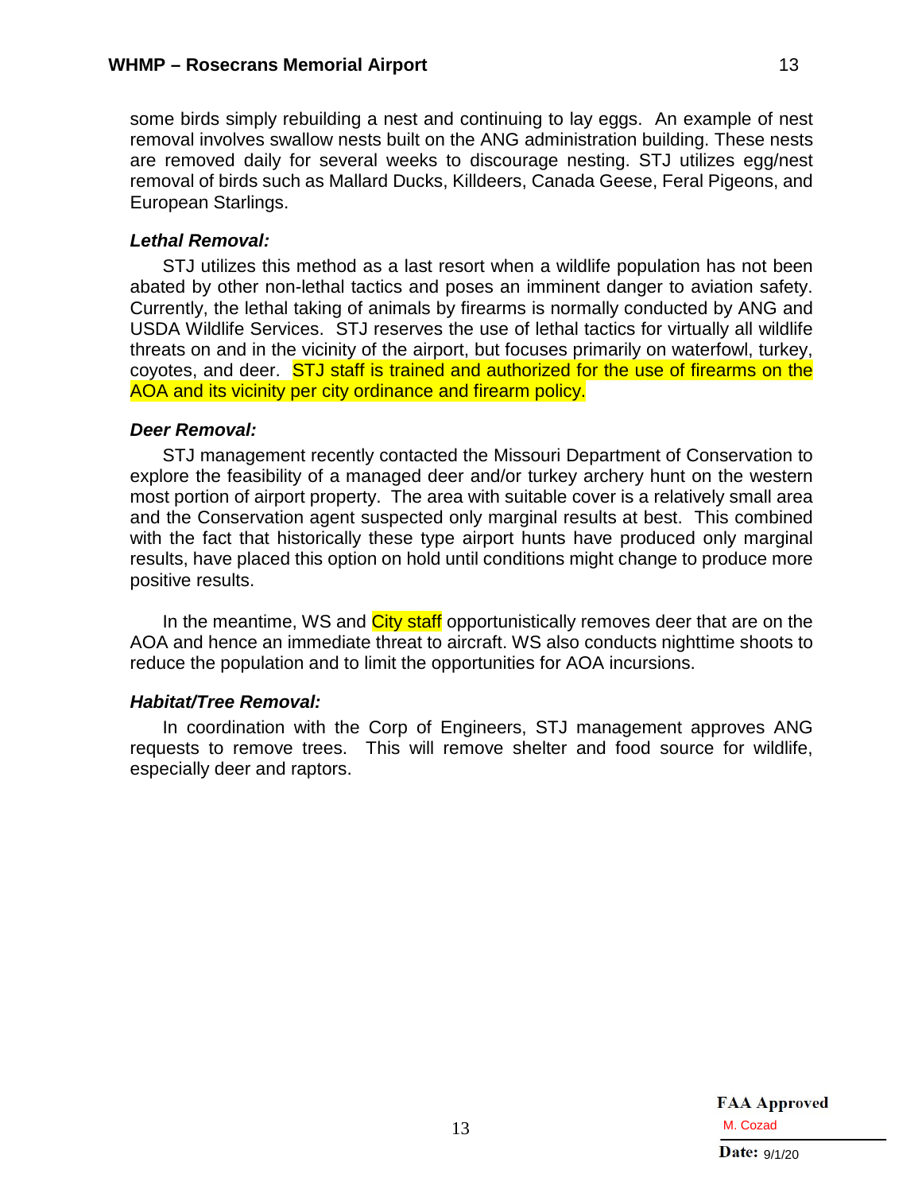some birds simply rebuilding a nest and continuing to lay eggs. An example of nest removal involves swallow nests built on the ANG administration building. These nests are removed daily for several weeks to discourage nesting. STJ utilizes egg/nest removal of birds such as Mallard Ducks, Killdeers, Canada Geese, Feral Pigeons, and European Starlings.

***Lethal Removal:***

STJ utilizes this method as a last resort when a wildlife population has not been abated by other non-lethal tactics and poses an imminent danger to aviation safety. Currently, the lethal taking of animals by firearms is normally conducted by ANG and USDA Wildlife Services. STJ reserves the use of lethal tactics for virtually all wildlife threats on and in the vicinity of the airport, but focuses primarily on waterfowl, turkey, coyotes, and deer. STJ staff is trained and authorized for the use of firearms on the AOA and its vicinity per city ordinance and firearm policy.

***Deer Removal:***

STJ management recently contacted the Missouri Department of Conservation to explore the feasibility of a managed deer and/or turkey archery hunt on the western most portion of airport property. The area with suitable cover is a relatively small area and the Conservation agent suspected only marginal results at best. This combined with the fact that historically these type airport hunts have produced only marginal results, have placed this option on hold until conditions might change to produce more positive results.

In the meantime, WS and City staff opportunistically removes deer that are on the AOA and hence an immediate threat to aircraft. WS also conducts nighttime shoots to reduce the population and to limit the opportunities for AOA incursions.

***Habitat/Tree Removal:***

In coordination with the Corp of Engineers, STJ management approves ANG requests to remove trees. This will remove shelter and food source for wildlife, especially deer and raptors.

**FAA Approved**
M. Cozad
**Date:** 9/1/20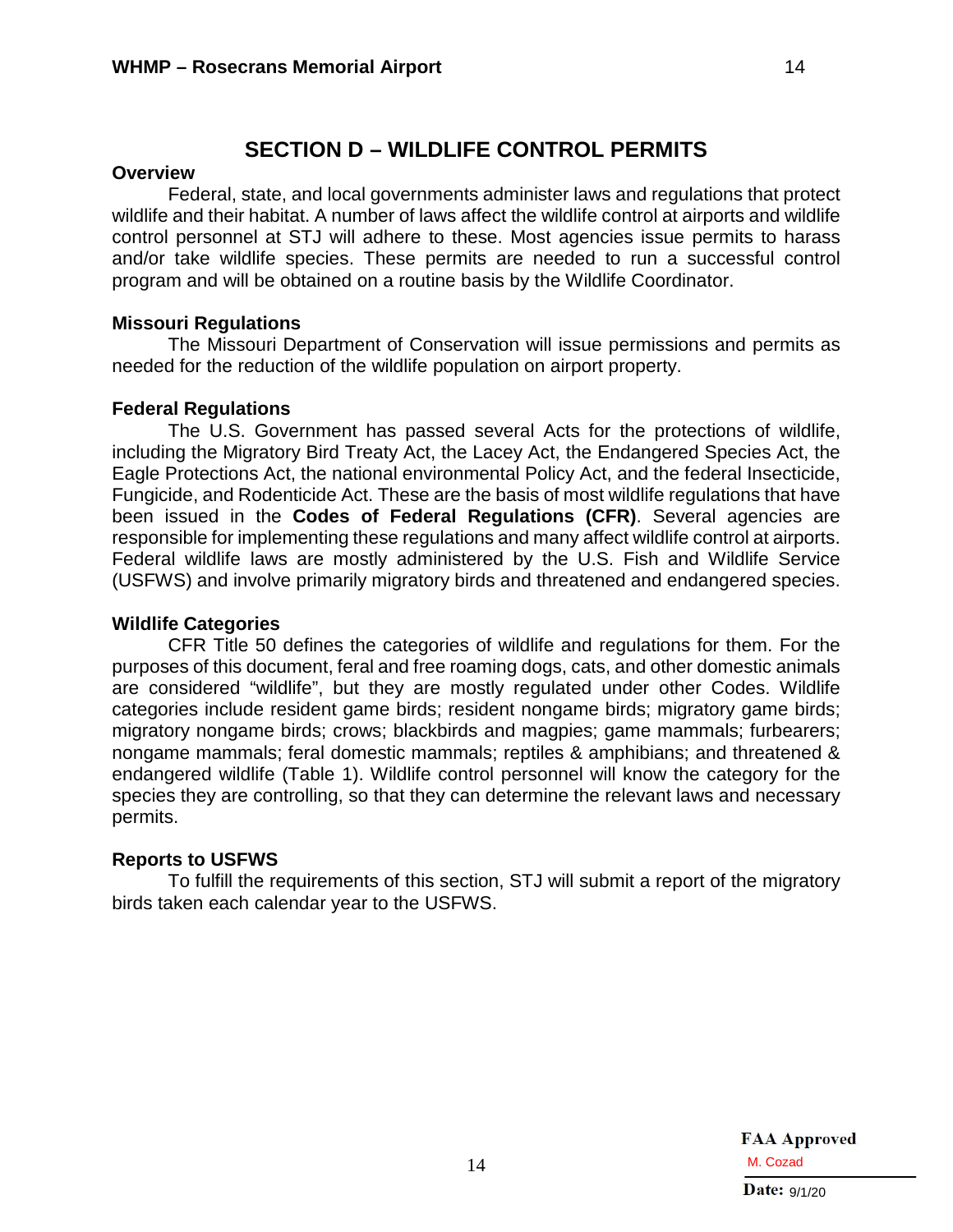## SECTION D – WILDLIFE CONTROL PERMITS

### Overview

Federal, state, and local governments administer laws and regulations that protect wildlife and their habitat. A number of laws affect the wildlife control at airports and wildlife control personnel at STJ will adhere to these. Most agencies issue permits to harass and/or take wildlife species. These permits are needed to run a successful control program and will be obtained on a routine basis by the Wildlife Coordinator.

### Missouri Regulations

The Missouri Department of Conservation will issue permissions and permits as needed for the reduction of the wildlife population on airport property.

### Federal Regulations

The U.S. Government has passed several Acts for the protections of wildlife, including the Migratory Bird Treaty Act, the Lacey Act, the Endangered Species Act, the Eagle Protections Act, the national environmental Policy Act, and the federal Insecticide, Fungicide, and Rodenticide Act. These are the basis of most wildlife regulations that have been issued in the **Codes of Federal Regulations (CFR)**. Several agencies are responsible for implementing these regulations and many affect wildlife control at airports. Federal wildlife laws are mostly administered by the U.S. Fish and Wildlife Service (USFWS) and involve primarily migratory birds and threatened and endangered species.

### Wildlife Categories

CFR Title 50 defines the categories of wildlife and regulations for them. For the purposes of this document, feral and free roaming dogs, cats, and other domestic animals are considered "wildlife", but they are mostly regulated under other Codes. Wildlife categories include resident game birds; resident nongame birds; migratory game birds; migratory nongame birds; crows; blackbirds and magpies; game mammals; furbearers; nongame mammals; feral domestic mammals; reptiles & amphibians; and threatened & endangered wildlife (Table 1). Wildlife control personnel will know the category for the species they are controlling, so that they can determine the relevant laws and necessary permits.

### Reports to USFWS

To fulfill the requirements of this section, STJ will submit a report of the migratory birds taken each calendar year to the USFWS.

**FAA Approved**
M. Cozad
**Date:** 9/1/20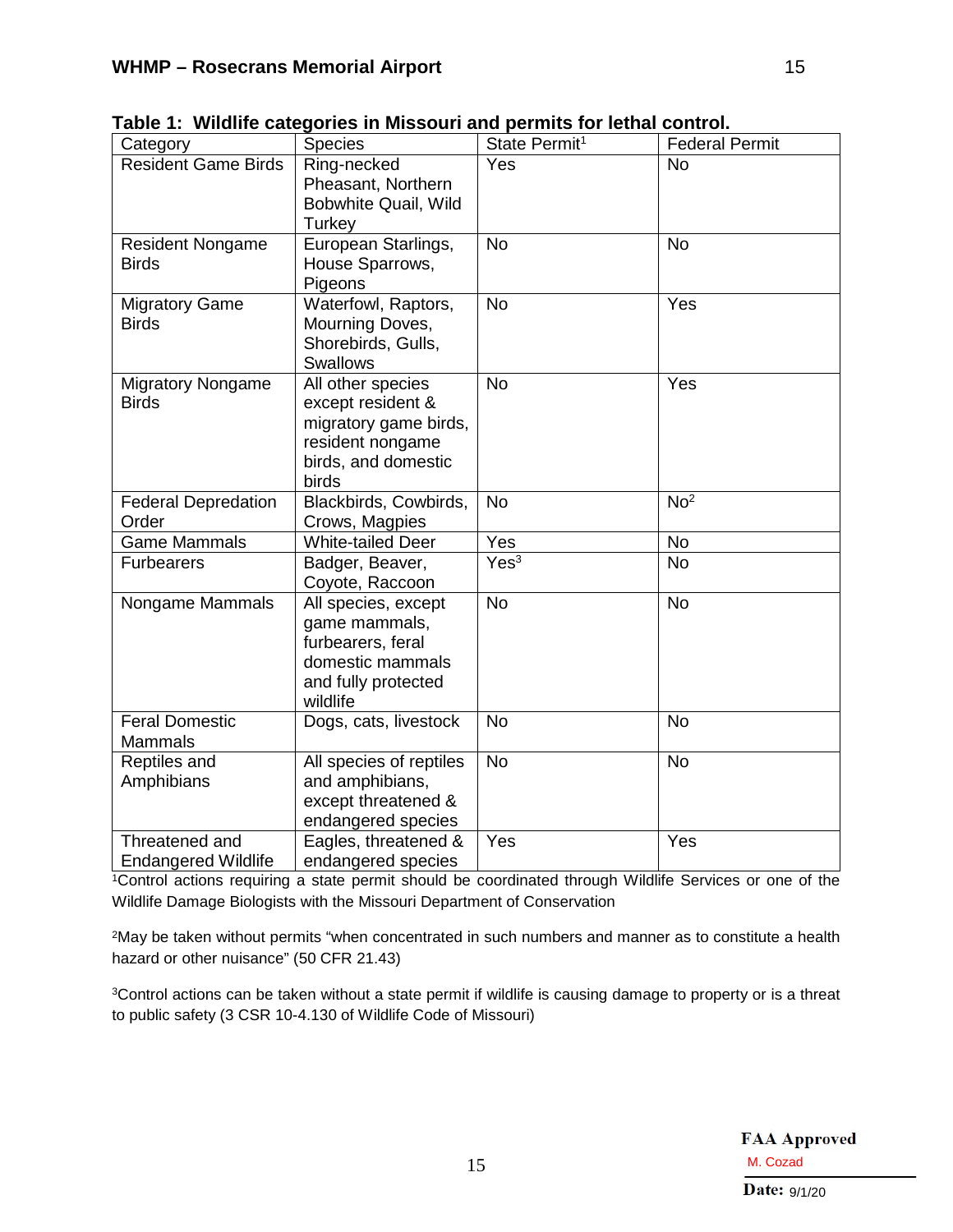**Table 1: Wildlife categories in Missouri and permits for lethal control.**

| Category | Species | State Permit[1] | Federal Permit |
|---|---|---|---|
| Resident Game Birds | Ring-necked Pheasant, Northern Bobwhite Quail, Wild Turkey | Yes | No |
| Resident Nongame Birds | European Starlings, House Sparrows, Pigeons | No | No |
| Migratory Game Birds | Waterfowl, Raptors, Mourning Doves, Shorebirds, Gulls, Swallows | No | Yes |
| Migratory Nongame Birds | All other species except resident & migratory game birds, resident nongame birds, and domestic birds | No | Yes |
| Federal Depredation Order | Blackbirds, Cowbirds, Crows, Magpies | No | No[2] |
| Game Mammals | White-tailed Deer | Yes | No |
| Furbearers | Badger, Beaver, Coyote, Raccoon | Yes[3] | No |
| Nongame Mammals | All species, except game mammals, furbearers, feral domestic mammals and fully protected wildlife | No | No |
| Feral Domestic Mammals | Dogs, cats, livestock | No | No |
| Reptiles and Amphibians | All species of reptiles and amphibians, except threatened & endangered species | No | No |
| Threatened and Endangered Wildlife | Eagles, threatened & endangered species | Yes | Yes |

[1]Control actions requiring a state permit should be coordinated through Wildlife Services or one of the Wildlife Damage Biologists with the Missouri Department of Conservation

[2]May be taken without permits "when concentrated in such numbers and manner as to constitute a health hazard or other nuisance" (50 CFR 21.43)

[3]Control actions can be taken without a state permit if wildlife is causing damage to property or is a threat to public safety (3 CSR 10-4.130 of Wildlife Code of Missouri)

**FAA Approved**

M. Cozad

**Date:** 9/1/20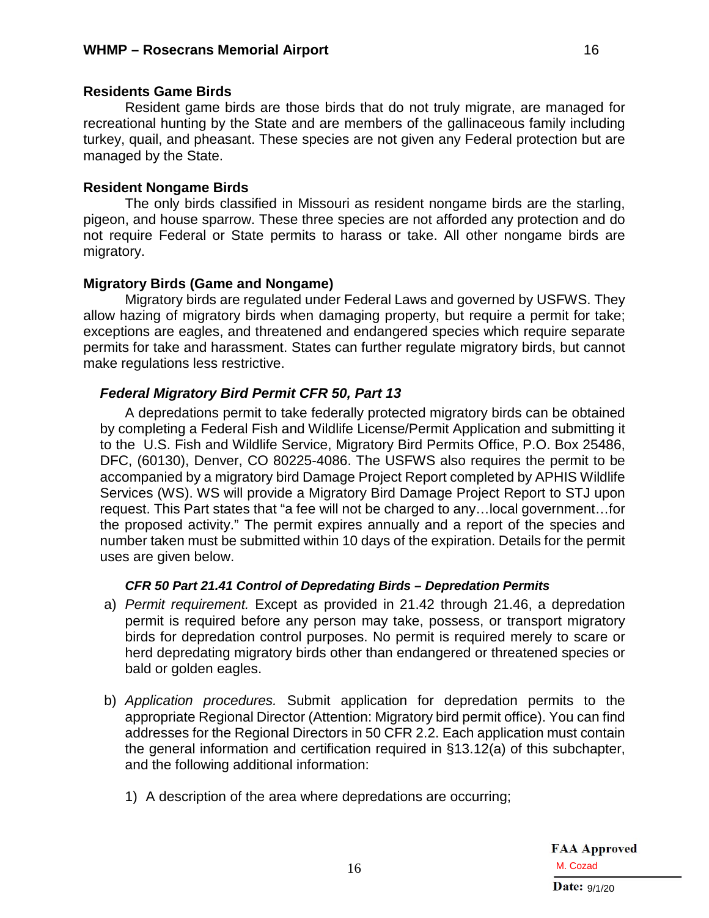### Residents Game Birds

Resident game birds are those birds that do not truly migrate, are managed for recreational hunting by the State and are members of the gallinaceous family including turkey, quail, and pheasant. These species are not given any Federal protection but are managed by the State.

### Resident Nongame Birds

The only birds classified in Missouri as resident nongame birds are the starling, pigeon, and house sparrow. These three species are not afforded any protection and do not require Federal or State permits to harass or take. All other nongame birds are migratory.

### Migratory Birds (Game and Nongame)

Migratory birds are regulated under Federal Laws and governed by USFWS. They allow hazing of migratory birds when damaging property, but require a permit for take; exceptions are eagles, and threatened and endangered species which require separate permits for take and harassment. States can further regulate migratory birds, but cannot make regulations less restrictive.

#### *Federal Migratory Bird Permit CFR 50, Part 13*

A depredations permit to take federally protected migratory birds can be obtained by completing a Federal Fish and Wildlife License/Permit Application and submitting it to the U.S. Fish and Wildlife Service, Migratory Bird Permits Office, P.O. Box 25486, DFC, (60130), Denver, CO 80225-4086. The USFWS also requires the permit to be accompanied by a migratory bird Damage Project Report completed by APHIS Wildlife Services (WS). WS will provide a Migratory Bird Damage Project Report to STJ upon request. This Part states that "a fee will not be charged to any…local government…for the proposed activity." The permit expires annually and a report of the species and number taken must be submitted within 10 days of the expiration. Details for the permit uses are given below.

##### *CFR 50 Part 21.41 Control of Depredating Birds – Depredation Permits*

a) *Permit requirement.* Except as provided in 21.42 through 21.46, a depredation permit is required before any person may take, possess, or transport migratory birds for depredation control purposes. No permit is required merely to scare or herd depredating migratory birds other than endangered or threatened species or bald or golden eagles.

b) *Application procedures.* Submit application for depredation permits to the appropriate Regional Director (Attention: Migratory bird permit office). You can find addresses for the Regional Directors in 50 CFR 2.2. Each application must contain the general information and certification required in §13.12(a) of this subchapter, and the following additional information:

   1) A description of the area where depredations are occurring;

**FAA Approved**
M. Cozad
**Date:** 9/1/20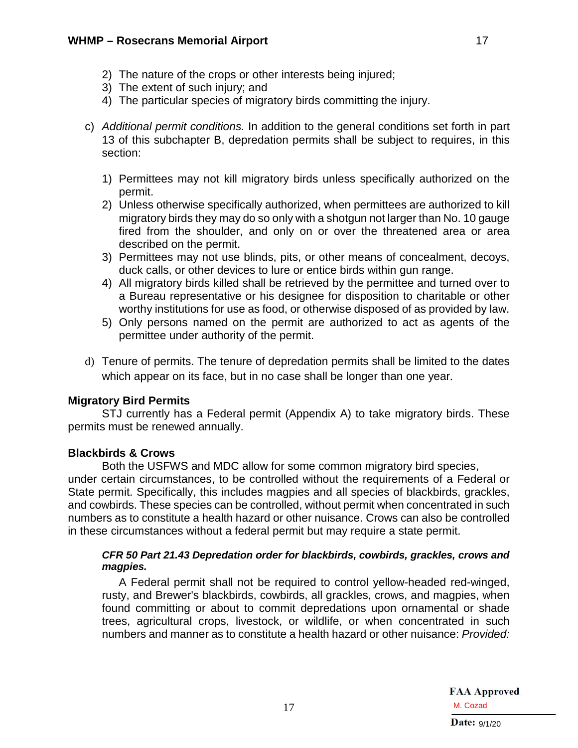2) The nature of the crops or other interests being injured;
3) The extent of such injury; and
4) The particular species of migratory birds committing the injury.

c) *Additional permit conditions.* In addition to the general conditions set forth in part 13 of this subchapter B, depredation permits shall be subject to requires, in this section:

   1) Permittees may not kill migratory birds unless specifically authorized on the permit.
   2) Unless otherwise specifically authorized, when permittees are authorized to kill migratory birds they may do so only with a shotgun not larger than No. 10 gauge fired from the shoulder, and only on or over the threatened area or area described on the permit.
   3) Permittees may not use blinds, pits, or other means of concealment, decoys, duck calls, or other devices to lure or entice birds within gun range.
   4) All migratory birds killed shall be retrieved by the permittee and turned over to a Bureau representative or his designee for disposition to charitable or other worthy institutions for use as food, or otherwise disposed of as provided by law.
   5) Only persons named on the permit are authorized to act as agents of the permittee under authority of the permit.

d) Tenure of permits. The tenure of depredation permits shall be limited to the dates which appear on its face, but in no case shall be longer than one year.

**Migratory Bird Permits**

STJ currently has a Federal permit (Appendix A) to take migratory birds. These permits must be renewed annually.

**Blackbirds & Crows**

Both the USFWS and MDC allow for some common migratory bird species, under certain circumstances, to be controlled without the requirements of a Federal or State permit. Specifically, this includes magpies and all species of blackbirds, grackles, and cowbirds. These species can be controlled, without permit when concentrated in such numbers as to constitute a health hazard or other nuisance. Crows can also be controlled in these circumstances without a federal permit but may require a state permit.

***CFR 50 Part 21.43 Depredation order for blackbirds, cowbirds, grackles, crows and magpies.***

A Federal permit shall not be required to control yellow-headed red-winged, rusty, and Brewer's blackbirds, cowbirds, all grackles, crows, and magpies, when found committing or about to commit depredations upon ornamental or shade trees, agricultural crops, livestock, or wildlife, or when concentrated in such numbers and manner as to constitute a health hazard or other nuisance: *Provided:*

FAA Approved
M. Cozad
Date: 9/1/20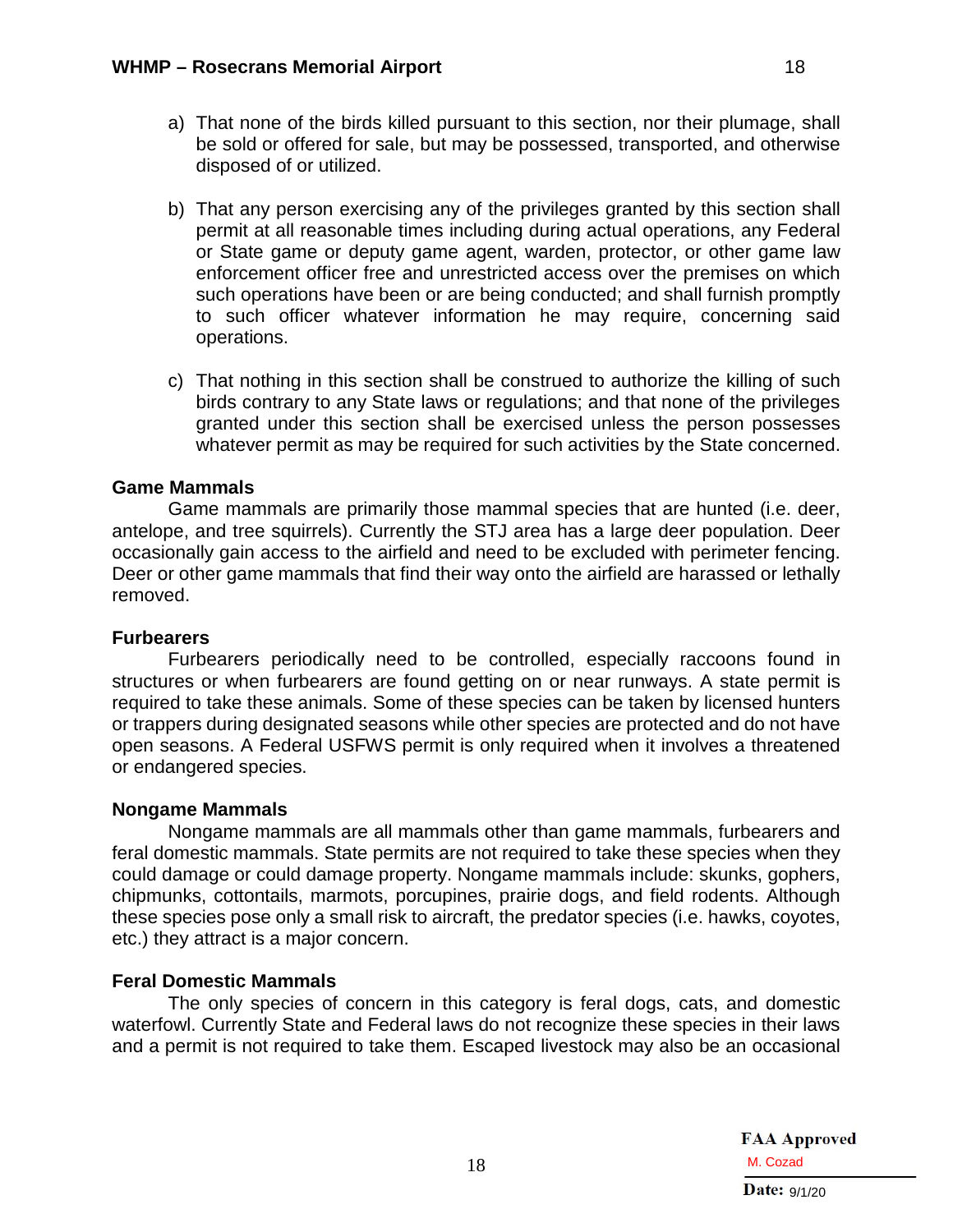a) That none of the birds killed pursuant to this section, nor their plumage, shall be sold or offered for sale, but may be possessed, transported, and otherwise disposed of or utilized.

b) That any person exercising any of the privileges granted by this section shall permit at all reasonable times including during actual operations, any Federal or State game or deputy game agent, warden, protector, or other game law enforcement officer free and unrestricted access over the premises on which such operations have been or are being conducted; and shall furnish promptly to such officer whatever information he may require, concerning said operations.

c) That nothing in this section shall be construed to authorize the killing of such birds contrary to any State laws or regulations; and that none of the privileges granted under this section shall be exercised unless the person possesses whatever permit as may be required for such activities by the State concerned.

**Game Mammals**

Game mammals are primarily those mammal species that are hunted (i.e. deer, antelope, and tree squirrels). Currently the STJ area has a large deer population. Deer occasionally gain access to the airfield and need to be excluded with perimeter fencing. Deer or other game mammals that find their way onto the airfield are harassed or lethally removed.

**Furbearers**

Furbearers periodically need to be controlled, especially raccoons found in structures or when furbearers are found getting on or near runways. A state permit is required to take these animals. Some of these species can be taken by licensed hunters or trappers during designated seasons while other species are protected and do not have open seasons. A Federal USFWS permit is only required when it involves a threatened or endangered species.

**Nongame Mammals**

Nongame mammals are all mammals other than game mammals, furbearers and feral domestic mammals. State permits are not required to take these species when they could damage or could damage property. Nongame mammals include: skunks, gophers, chipmunks, cottontails, marmots, porcupines, prairie dogs, and field rodents. Although these species pose only a small risk to aircraft, the predator species (i.e. hawks, coyotes, etc.) they attract is a major concern.

**Feral Domestic Mammals**

The only species of concern in this category is feral dogs, cats, and domestic waterfowl. Currently State and Federal laws do not recognize these species in their laws and a permit is not required to take them. Escaped livestock may also be an occasional

**FAA Approved**
M. Cozad
**Date:** 9/1/20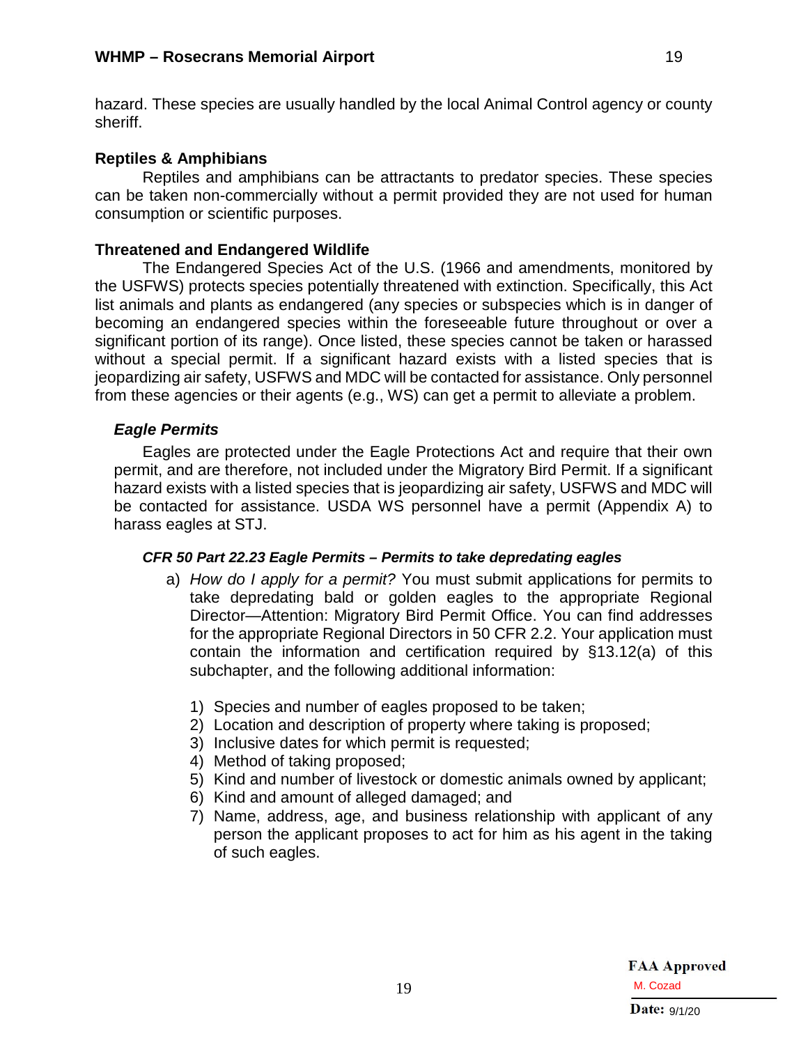hazard. These species are usually handled by the local Animal Control agency or county sheriff.

### Reptiles & Amphibians

Reptiles and amphibians can be attractants to predator species. These species can be taken non-commercially without a permit provided they are not used for human consumption or scientific purposes.

### Threatened and Endangered Wildlife

The Endangered Species Act of the U.S. (1966 and amendments, monitored by the USFWS) protects species potentially threatened with extinction. Specifically, this Act list animals and plants as endangered (any species or subspecies which is in danger of becoming an endangered species within the foreseeable future throughout or over a significant portion of its range). Once listed, these species cannot be taken or harassed without a special permit. If a significant hazard exists with a listed species that is jeopardizing air safety, USFWS and MDC will be contacted for assistance. Only personnel from these agencies or their agents (e.g., WS) can get a permit to alleviate a problem.

#### *Eagle Permits*

Eagles are protected under the Eagle Protections Act and require that their own permit, and are therefore, not included under the Migratory Bird Permit. If a significant hazard exists with a listed species that is jeopardizing air safety, USFWS and MDC will be contacted for assistance. USDA WS personnel have a permit (Appendix A) to harass eagles at STJ.

##### *CFR 50 Part 22.23 Eagle Permits – Permits to take depredating eagles*

a) *How do I apply for a permit?* You must submit applications for permits to take depredating bald or golden eagles to the appropriate Regional Director—Attention: Migratory Bird Permit Office. You can find addresses for the appropriate Regional Directors in 50 CFR 2.2. Your application must contain the information and certification required by §13.12(a) of this subchapter, and the following additional information:

   1) Species and number of eagles proposed to be taken;
   2) Location and description of property where taking is proposed;
   3) Inclusive dates for which permit is requested;
   4) Method of taking proposed;
   5) Kind and number of livestock or domestic animals owned by applicant;
   6) Kind and amount of alleged damaged; and
   7) Name, address, age, and business relationship with applicant of any person the applicant proposes to act for him as his agent in the taking of such eagles.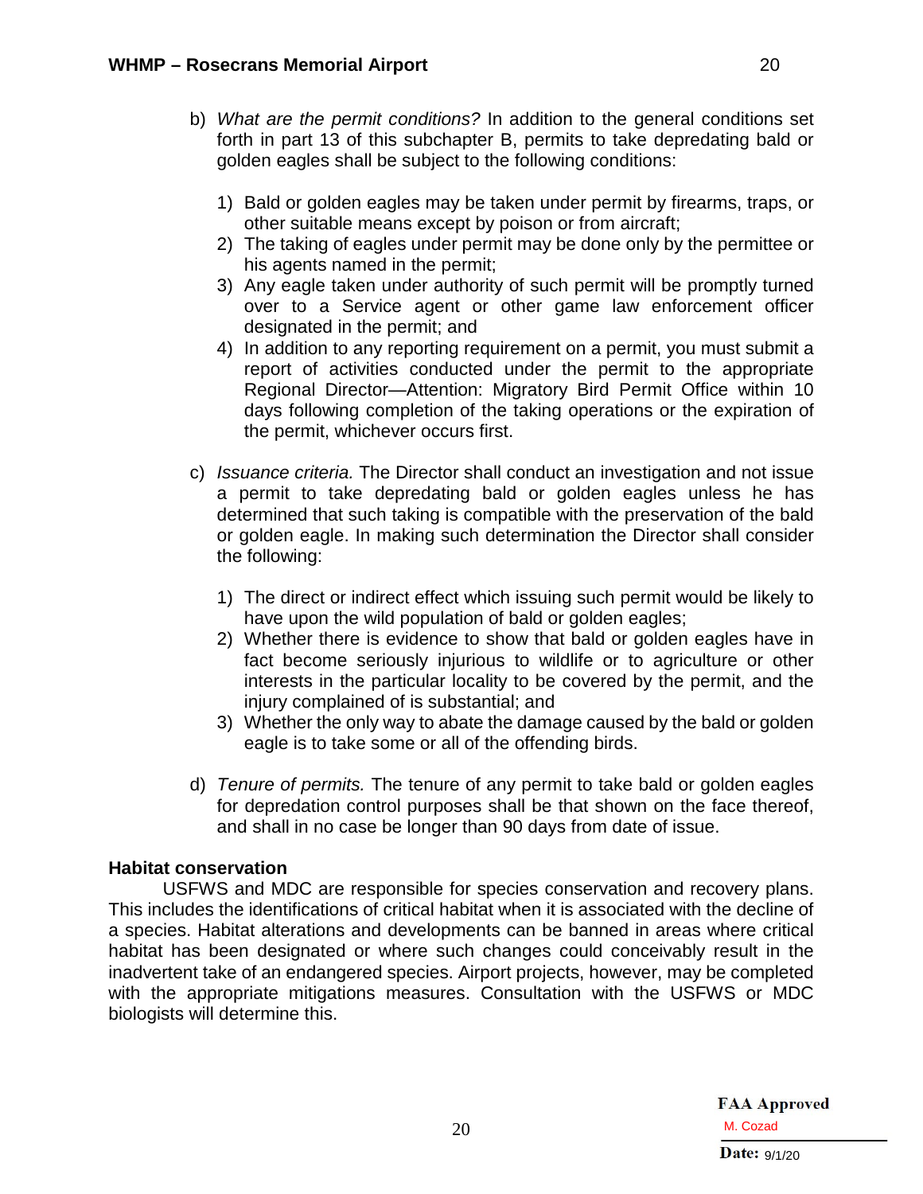b) *What are the permit conditions?* In addition to the general conditions set forth in part 13 of this subchapter B, permits to take depredating bald or golden eagles shall be subject to the following conditions:

   1) Bald or golden eagles may be taken under permit by firearms, traps, or other suitable means except by poison or from aircraft;
   2) The taking of eagles under permit may be done only by the permittee or his agents named in the permit;
   3) Any eagle taken under authority of such permit will be promptly turned over to a Service agent or other game law enforcement officer designated in the permit; and
   4) In addition to any reporting requirement on a permit, you must submit a report of activities conducted under the permit to the appropriate Regional Director—Attention: Migratory Bird Permit Office within 10 days following completion of the taking operations or the expiration of the permit, whichever occurs first.

c) *Issuance criteria.* The Director shall conduct an investigation and not issue a permit to take depredating bald or golden eagles unless he has determined that such taking is compatible with the preservation of the bald or golden eagle. In making such determination the Director shall consider the following:

   1) The direct or indirect effect which issuing such permit would be likely to have upon the wild population of bald or golden eagles;
   2) Whether there is evidence to show that bald or golden eagles have in fact become seriously injurious to wildlife or to agriculture or other interests in the particular locality to be covered by the permit, and the injury complained of is substantial; and
   3) Whether the only way to abate the damage caused by the bald or golden eagle is to take some or all of the offending birds.

d) *Tenure of permits.* The tenure of any permit to take bald or golden eagles for depredation control purposes shall be that shown on the face thereof, and shall in no case be longer than 90 days from date of issue.

**Habitat conservation**

USFWS and MDC are responsible for species conservation and recovery plans. This includes the identifications of critical habitat when it is associated with the decline of a species. Habitat alterations and developments can be banned in areas where critical habitat has been designated or where such changes could conceivably result in the inadvertent take of an endangered species. Airport projects, however, may be completed with the appropriate mitigations measures. Consultation with the USFWS or MDC biologists will determine this.

**FAA Approved**
M. Cozad
**Date:** 9/1/20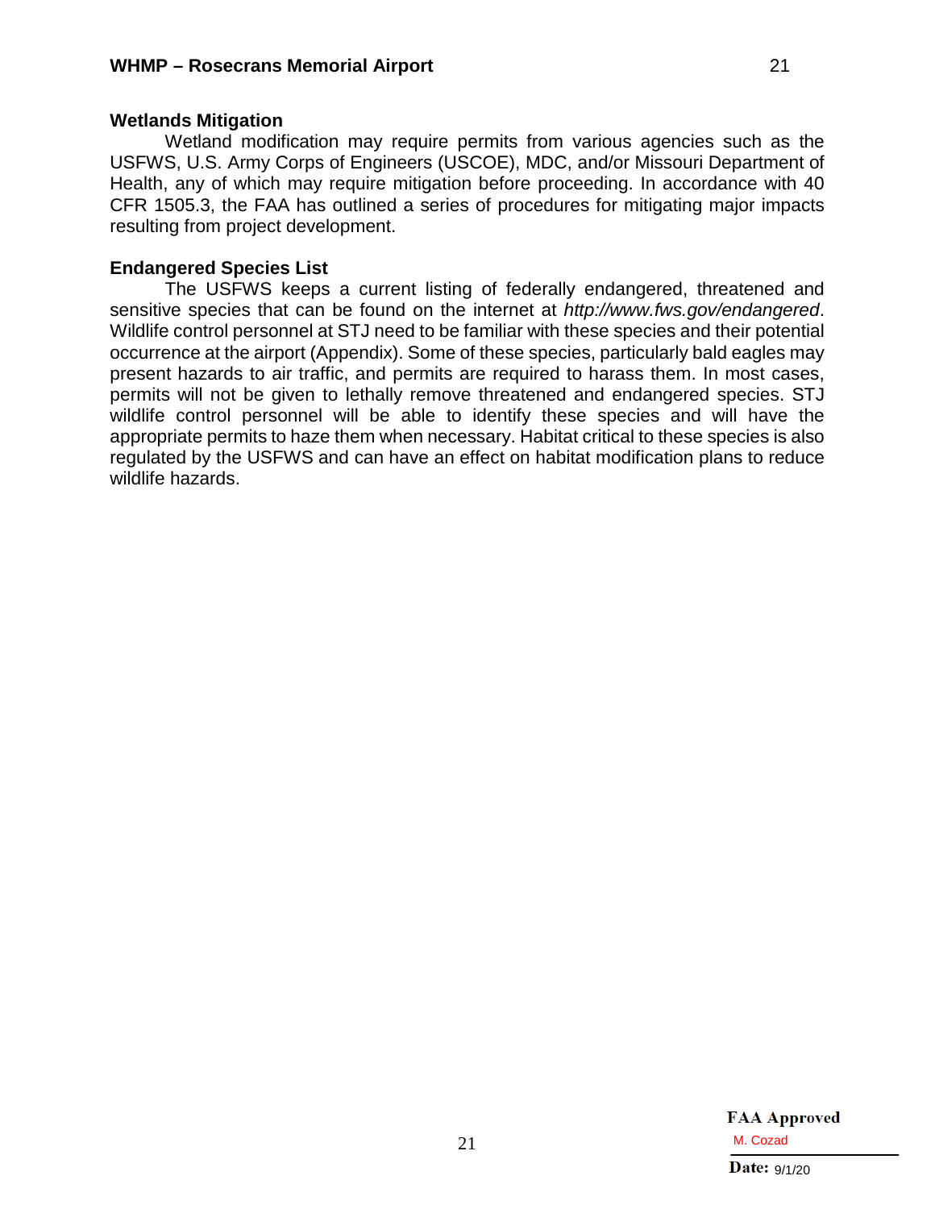### Wetlands Mitigation

Wetland modification may require permits from various agencies such as the USFWS, U.S. Army Corps of Engineers (USCOE), MDC, and/or Missouri Department of Health, any of which may require mitigation before proceeding. In accordance with 40 CFR 1505.3, the FAA has outlined a series of procedures for mitigating major impacts resulting from project development.

### Endangered Species List

The USFWS keeps a current listing of federally endangered, threatened and sensitive species that can be found on the internet at *http://www.fws.gov/endangered*. Wildlife control personnel at STJ need to be familiar with these species and their potential occurrence at the airport (Appendix). Some of these species, particularly bald eagles may present hazards to air traffic, and permits are required to harass them. In most cases, permits will not be given to lethally remove threatened and endangered species. STJ wildlife control personnel will be able to identify these species and will have the appropriate permits to haze them when necessary. Habitat critical to these species is also regulated by the USFWS and can have an effect on habitat modification plans to reduce wildlife hazards.

**FAA Approved**

M. Cozad

**Date:** 9/1/20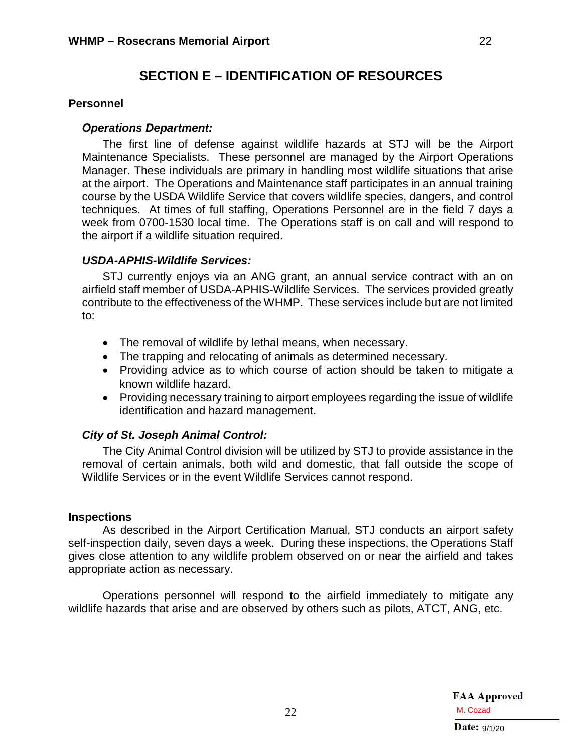# SECTION E – IDENTIFICATION OF RESOURCES

## Personnel

### *Operations Department:*

The first line of defense against wildlife hazards at STJ will be the Airport Maintenance Specialists. These personnel are managed by the Airport Operations Manager. These individuals are primary in handling most wildlife situations that arise at the airport. The Operations and Maintenance staff participates in an annual training course by the USDA Wildlife Service that covers wildlife species, dangers, and control techniques. At times of full staffing, Operations Personnel are in the field 7 days a week from 0700-1530 local time. The Operations staff is on call and will respond to the airport if a wildlife situation required.

### *USDA-APHIS-Wildlife Services:*

STJ currently enjoys via an ANG grant, an annual service contract with an on airfield staff member of USDA-APHIS-Wildlife Services. The services provided greatly contribute to the effectiveness of the WHMP. These services include but are not limited to:

- The removal of wildlife by lethal means, when necessary.
- The trapping and relocating of animals as determined necessary.
- Providing advice as to which course of action should be taken to mitigate a known wildlife hazard.
- Providing necessary training to airport employees regarding the issue of wildlife identification and hazard management.

### *City of St. Joseph Animal Control:*

The City Animal Control division will be utilized by STJ to provide assistance in the removal of certain animals, both wild and domestic, that fall outside the scope of Wildlife Services or in the event Wildlife Services cannot respond.

## Inspections

As described in the Airport Certification Manual, STJ conducts an airport safety self-inspection daily, seven days a week. During these inspections, the Operations Staff gives close attention to any wildlife problem observed on or near the airfield and takes appropriate action as necessary.

Operations personnel will respond to the airfield immediately to mitigate any wildlife hazards that arise and are observed by others such as pilots, ATCT, ANG, etc.

**FAA Approved**
M. Cozad
**Date:** 9/1/20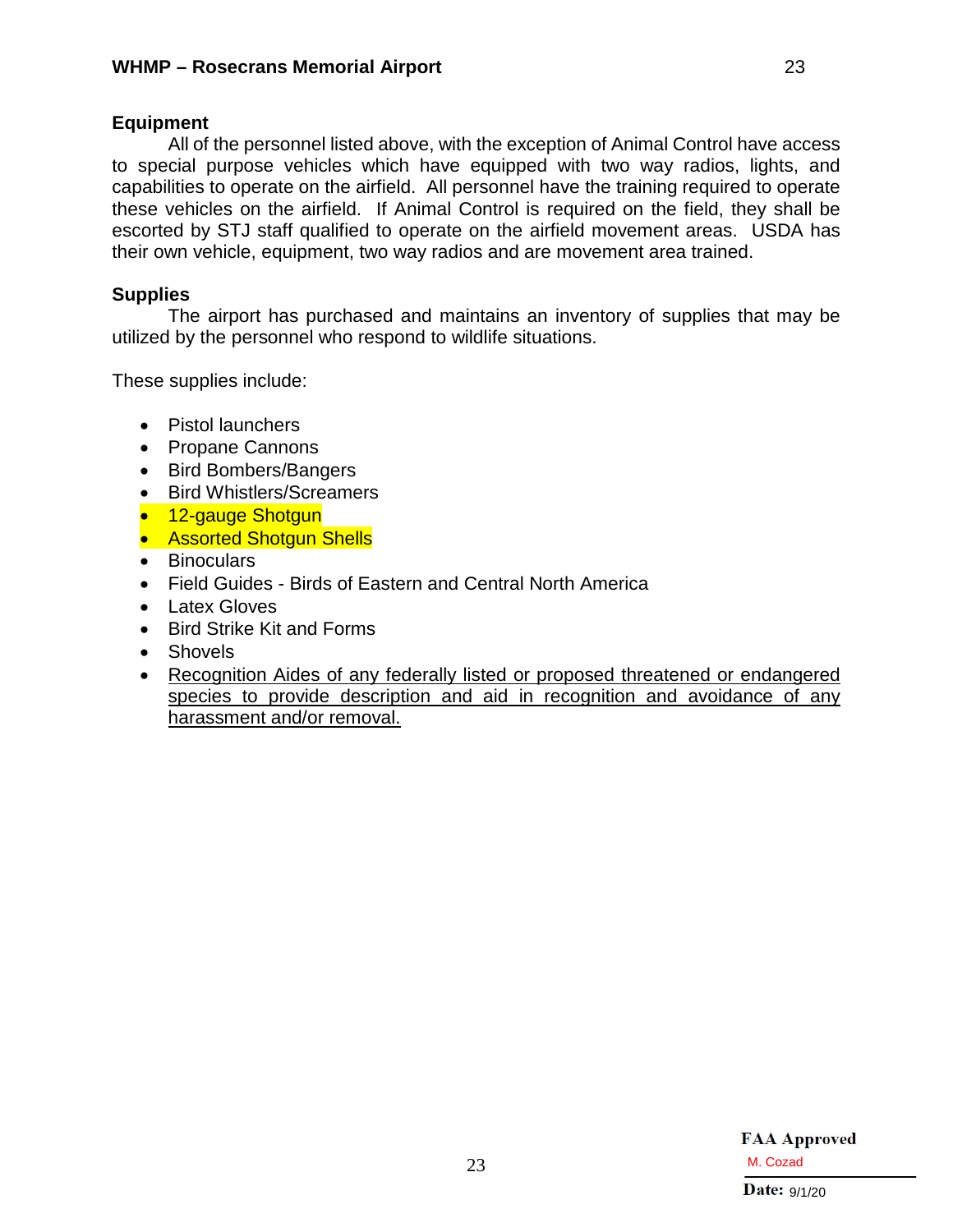## Equipment

All of the personnel listed above, with the exception of Animal Control have access to special purpose vehicles which have equipped with two way radios, lights, and capabilities to operate on the airfield. All personnel have the training required to operate these vehicles on the airfield. If Animal Control is required on the field, they shall be escorted by STJ staff qualified to operate on the airfield movement areas. USDA has their own vehicle, equipment, two way radios and are movement area trained.

## Supplies

The airport has purchased and maintains an inventory of supplies that may be utilized by the personnel who respond to wildlife situations.

These supplies include:

- Pistol launchers
- Propane Cannons
- Bird Bombers/Bangers
- Bird Whistlers/Screamers
- 12-gauge Shotgun
- Assorted Shotgun Shells
- Binoculars
- Field Guides - Birds of Eastern and Central North America
- Latex Gloves
- Bird Strike Kit and Forms
- Shovels
- Recognition Aides of any federally listed or proposed threatened or endangered species to provide description and aid in recognition and avoidance of any harassment and/or removal.

**FAA Approved**
M. Cozad
**Date:** 9/1/20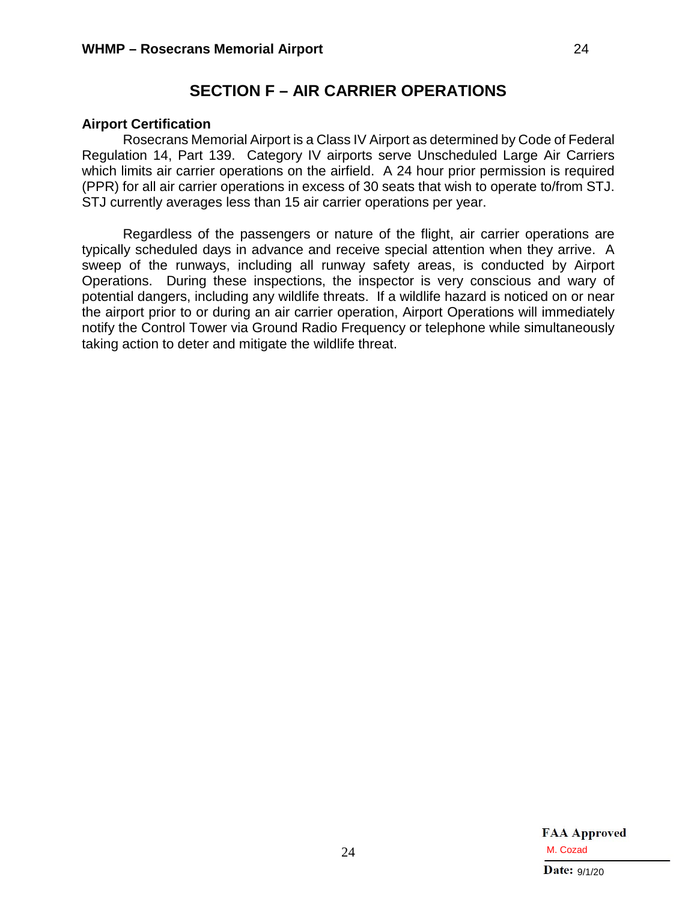# SECTION F – AIR CARRIER OPERATIONS

**Airport Certification**

Rosecrans Memorial Airport is a Class IV Airport as determined by Code of Federal Regulation 14, Part 139. Category IV airports serve Unscheduled Large Air Carriers which limits air carrier operations on the airfield. A 24 hour prior permission is required (PPR) for all air carrier operations in excess of 30 seats that wish to operate to/from STJ. STJ currently averages less than 15 air carrier operations per year.

Regardless of the passengers or nature of the flight, air carrier operations are typically scheduled days in advance and receive special attention when they arrive. A sweep of the runways, including all runway safety areas, is conducted by Airport Operations. During these inspections, the inspector is very conscious and wary of potential dangers, including any wildlife threats. If a wildlife hazard is noticed on or near the airport prior to or during an air carrier operation, Airport Operations will immediately notify the Control Tower via Ground Radio Frequency or telephone while simultaneously taking action to deter and mitigate the wildlife threat.

**FAA Approved**
M. Cozad
**Date:** 9/1/20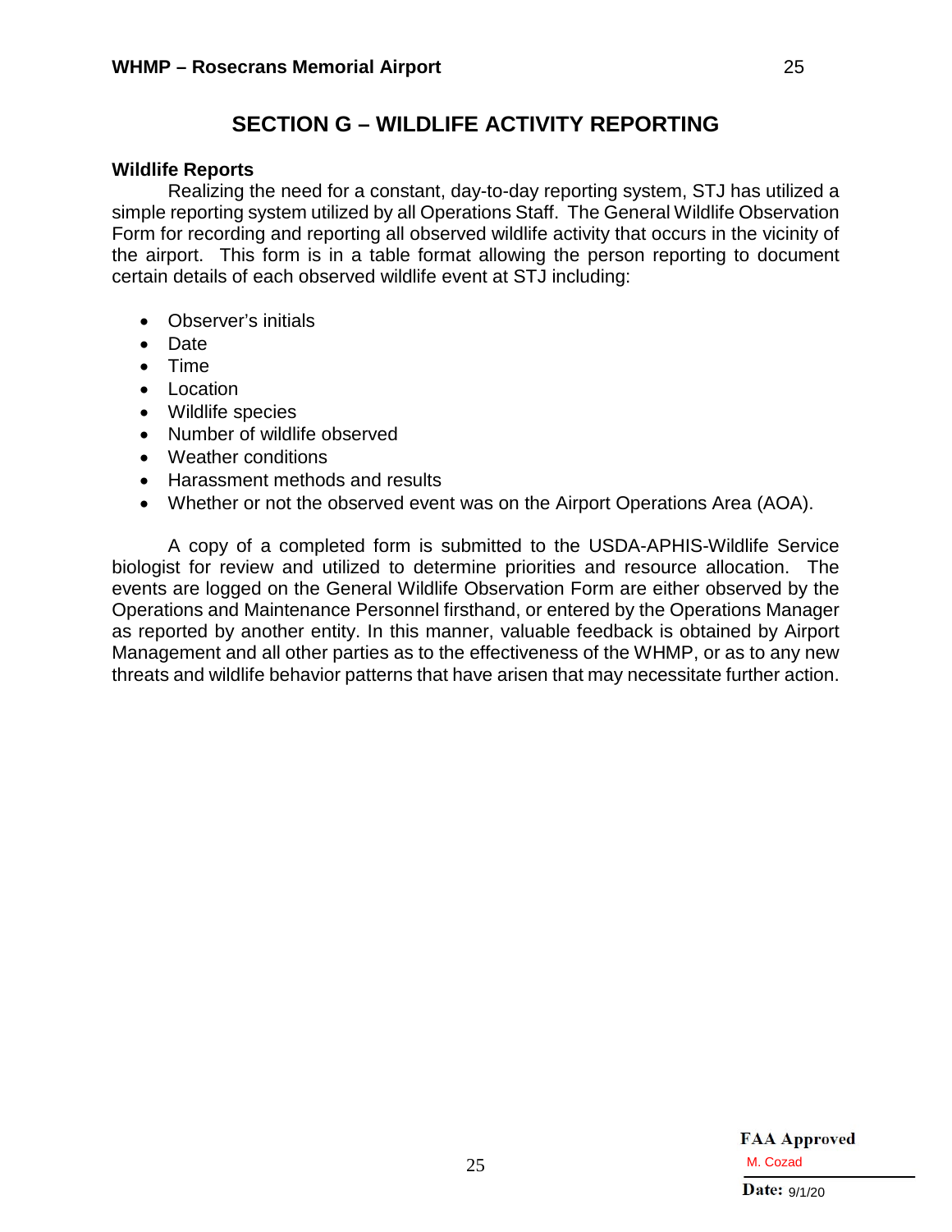# SECTION G – WILDLIFE ACTIVITY REPORTING

**Wildlife Reports**

Realizing the need for a constant, day-to-day reporting system, STJ has utilized a simple reporting system utilized by all Operations Staff. The General Wildlife Observation Form for recording and reporting all observed wildlife activity that occurs in the vicinity of the airport. This form is in a table format allowing the person reporting to document certain details of each observed wildlife event at STJ including:

- Observer's initials
- Date
- Time
- Location
- Wildlife species
- Number of wildlife observed
- Weather conditions
- Harassment methods and results
- Whether or not the observed event was on the Airport Operations Area (AOA).

A copy of a completed form is submitted to the USDA-APHIS-Wildlife Service biologist for review and utilized to determine priorities and resource allocation. The events are logged on the General Wildlife Observation Form are either observed by the Operations and Maintenance Personnel firsthand, or entered by the Operations Manager as reported by another entity. In this manner, valuable feedback is obtained by Airport Management and all other parties as to the effectiveness of the WHMP, or as to any new threats and wildlife behavior patterns that have arisen that may necessitate further action.

**FAA Approved**
M. Cozad
**Date:** 9/1/20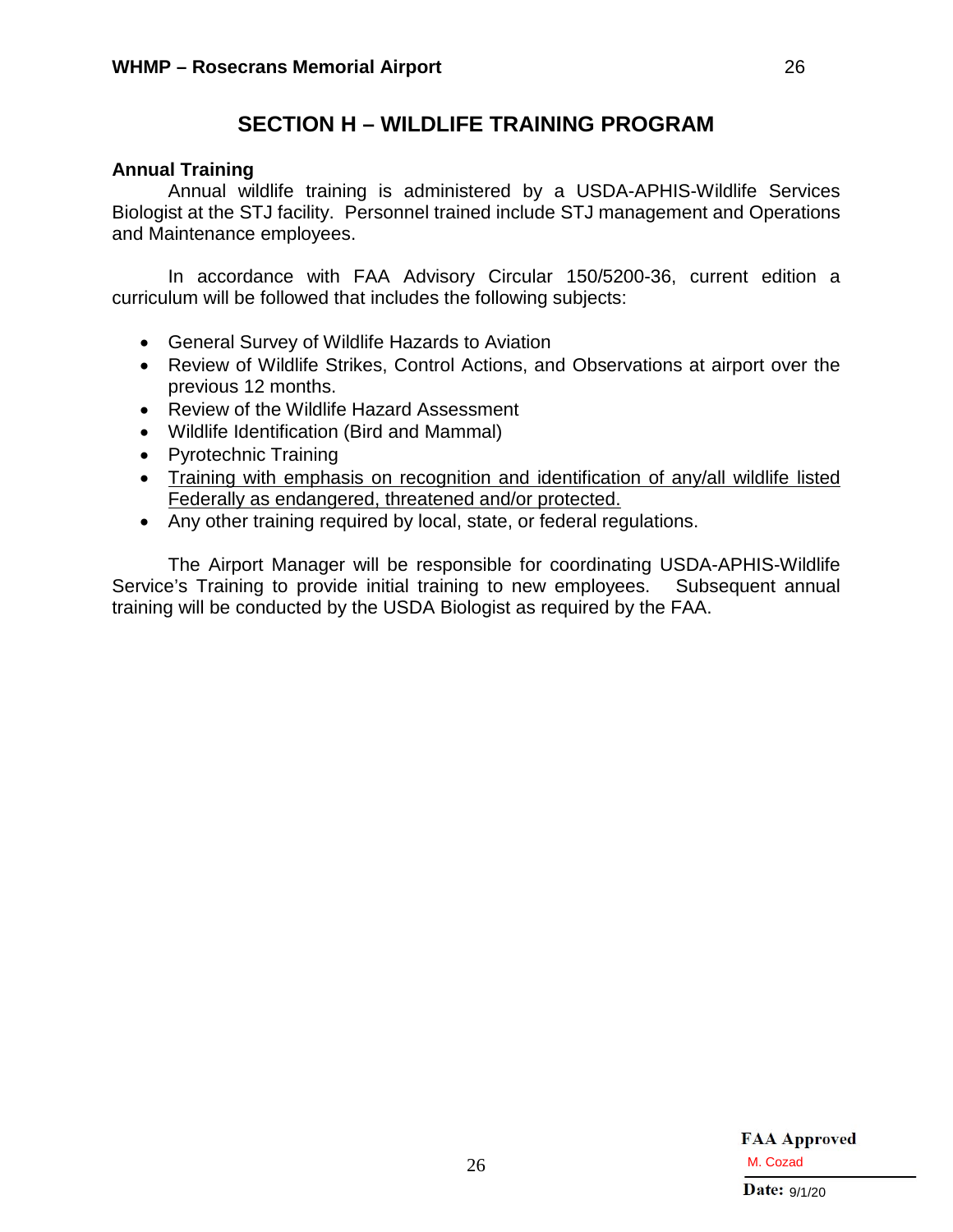# SECTION H – WILDLIFE TRAINING PROGRAM

**Annual Training**

Annual wildlife training is administered by a USDA-APHIS-Wildlife Services Biologist at the STJ facility. Personnel trained include STJ management and Operations and Maintenance employees.

In accordance with FAA Advisory Circular 150/5200-36, current edition a curriculum will be followed that includes the following subjects:

- General Survey of Wildlife Hazards to Aviation
- Review of Wildlife Strikes, Control Actions, and Observations at airport over the previous 12 months.
- Review of the Wildlife Hazard Assessment
- Wildlife Identification (Bird and Mammal)
- Pyrotechnic Training
- <u>Training with emphasis on recognition and identification of any/all wildlife listed Federally as endangered, threatened and/or protected.</u>
- Any other training required by local, state, or federal regulations.

The Airport Manager will be responsible for coordinating USDA-APHIS-Wildlife Service's Training to provide initial training to new employees. Subsequent annual training will be conducted by the USDA Biologist as required by the FAA.

**FAA Approved**
M. Cozad
**Date:** 9/1/20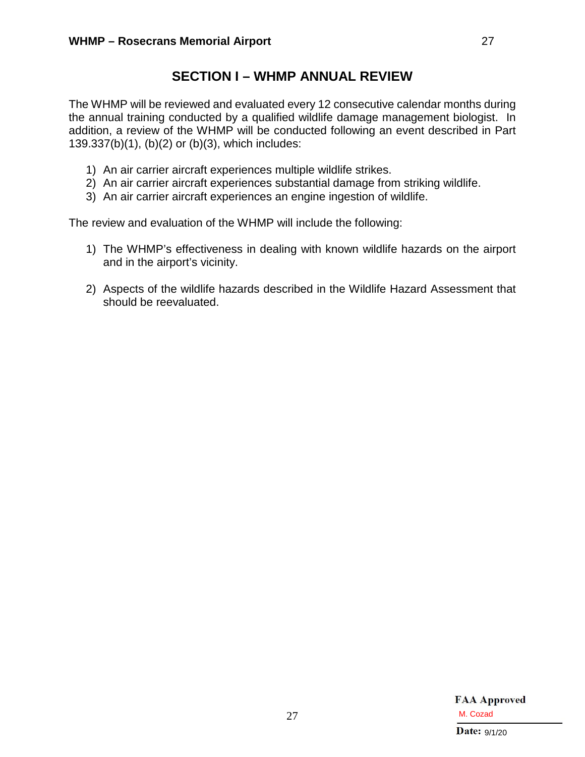## SECTION I – WHMP ANNUAL REVIEW

The WHMP will be reviewed and evaluated every 12 consecutive calendar months during the annual training conducted by a qualified wildlife damage management biologist. In addition, a review of the WHMP will be conducted following an event described in Part 139.337(b)(1), (b)(2) or (b)(3), which includes:

1) An air carrier aircraft experiences multiple wildlife strikes.
2) An air carrier aircraft experiences substantial damage from striking wildlife.
3) An air carrier aircraft experiences an engine ingestion of wildlife.

The review and evaluation of the WHMP will include the following:

1) The WHMP's effectiveness in dealing with known wildlife hazards on the airport and in the airport's vicinity.

2) Aspects of the wildlife hazards described in the Wildlife Hazard Assessment that should be reevaluated.

**FAA Approved**
M. Cozad
**Date:** 9/1/20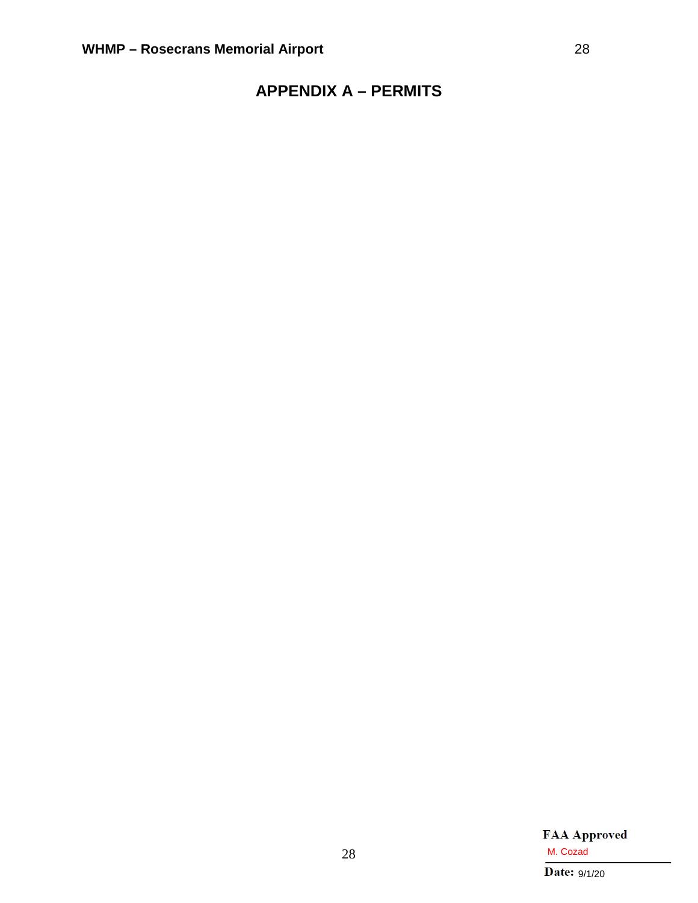# APPENDIX A – PERMITS

**FAA Approved**

M. Cozad

**Date:** 9/1/20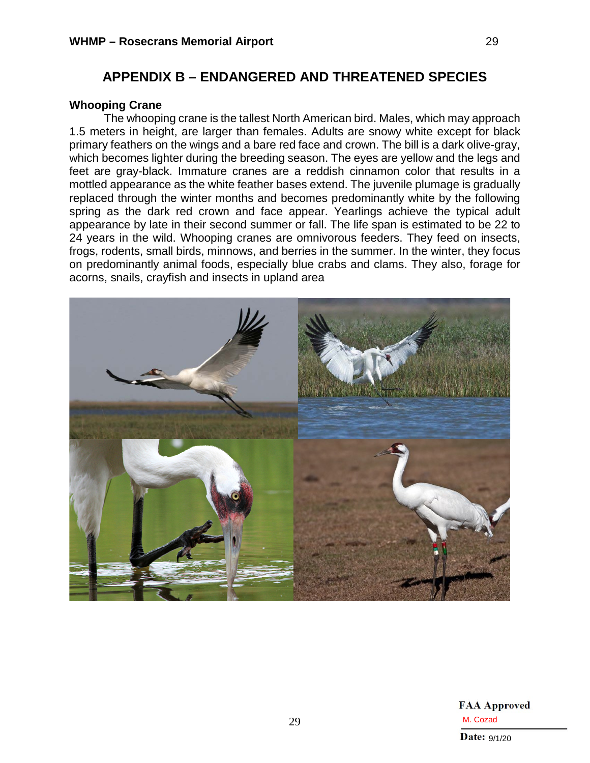# APPENDIX B – ENDANGERED AND THREATENED SPECIES

## Whooping Crane

The whooping crane is the tallest North American bird. Males, which may approach 1.5 meters in height, are larger than females. Adults are snowy white except for black primary feathers on the wings and a bare red face and crown. The bill is a dark olive-gray, which becomes lighter during the breeding season. The eyes are yellow and the legs and feet are gray-black. Immature cranes are a reddish cinnamon color that results in a mottled appearance as the white feather bases extend. The juvenile plumage is gradually replaced through the winter months and becomes predominantly white by the following spring as the dark red crown and face appear. Yearlings achieve the typical adult appearance by late in their second summer or fall. The life span is estimated to be 22 to 24 years in the wild. Whooping cranes are omnivorous feeders. They feed on insects, frogs, rodents, small birds, minnows, and berries in the summer. In the winter, they focus on predominantly animal foods, especially blue crabs and clams. They also, forage for acorns, snails, crayfish and insects in upland area

**FAA Approved**
M. Cozad
**Date:** 9/1/20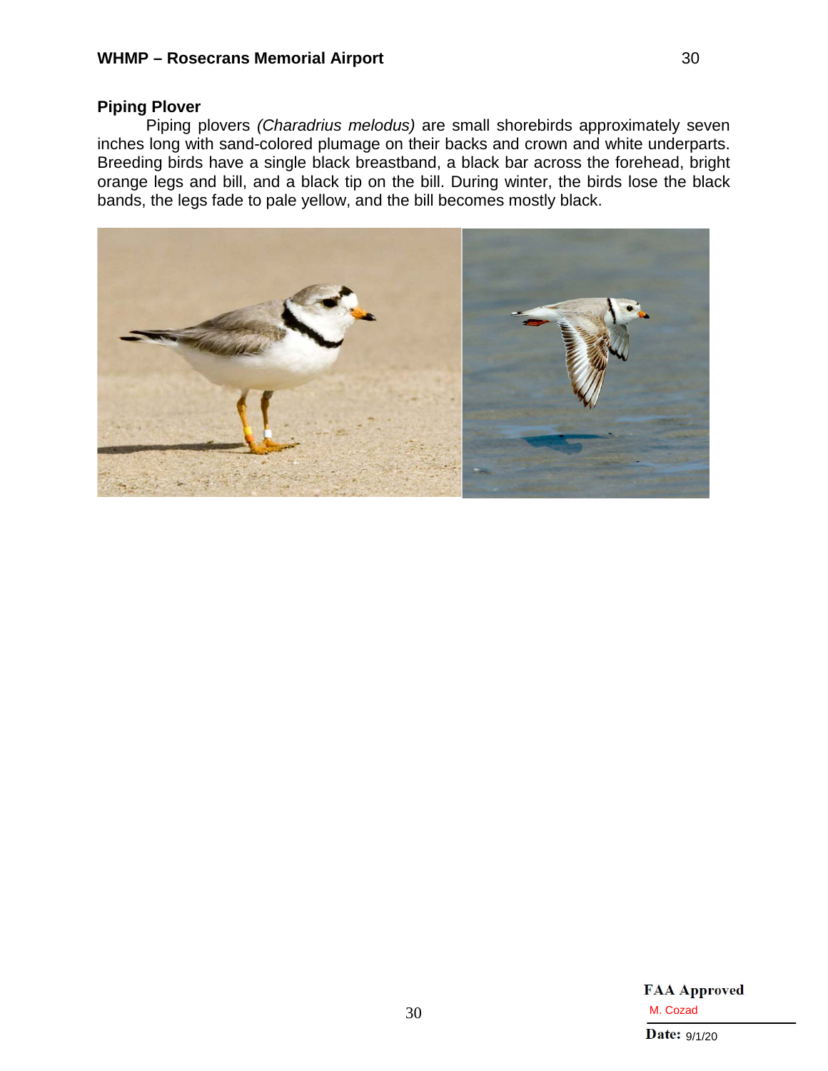## Piping Plover

Piping plovers *(Charadrius melodus)* are small shorebirds approximately seven inches long with sand-colored plumage on their backs and crown and white underparts. Breeding birds have a single black breastband, a black bar across the forehead, bright orange legs and bill, and a black tip on the bill. During winter, the birds lose the black bands, the legs fade to pale yellow, and the bill becomes mostly black.

**FAA Approved**

M. Cozad

**Date:** 9/1/20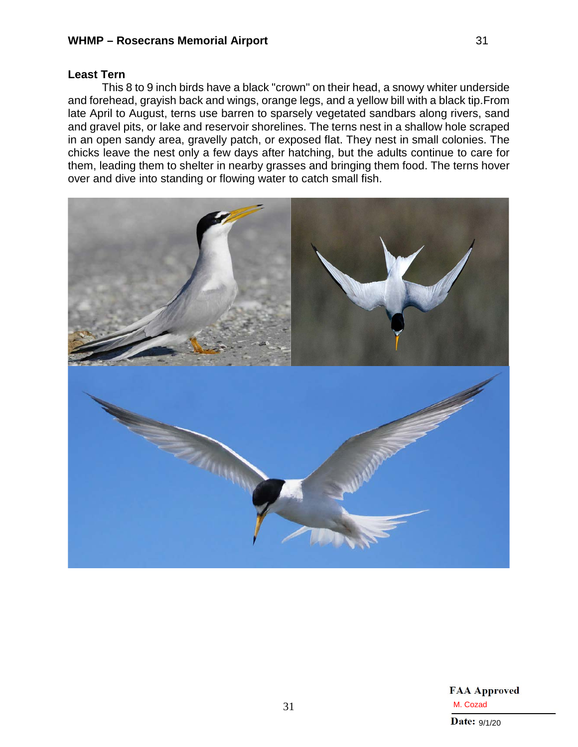### Least Tern

This 8 to 9 inch birds have a black "crown" on their head, a snowy whiter underside and forehead, grayish back and wings, orange legs, and a yellow bill with a black tip.From late April to August, terns use barren to sparsely vegetated sandbars along rivers, sand and gravel pits, or lake and reservoir shorelines. The terns nest in a shallow hole scraped in an open sandy area, gravelly patch, or exposed flat. They nest in small colonies. The chicks leave the nest only a few days after hatching, but the adults continue to care for them, leading them to shelter in nearby grasses and bringing them food. The terns hover over and dive into standing or flowing water to catch small fish.

**FAA Approved**
M. Cozad
**Date:** 9/1/20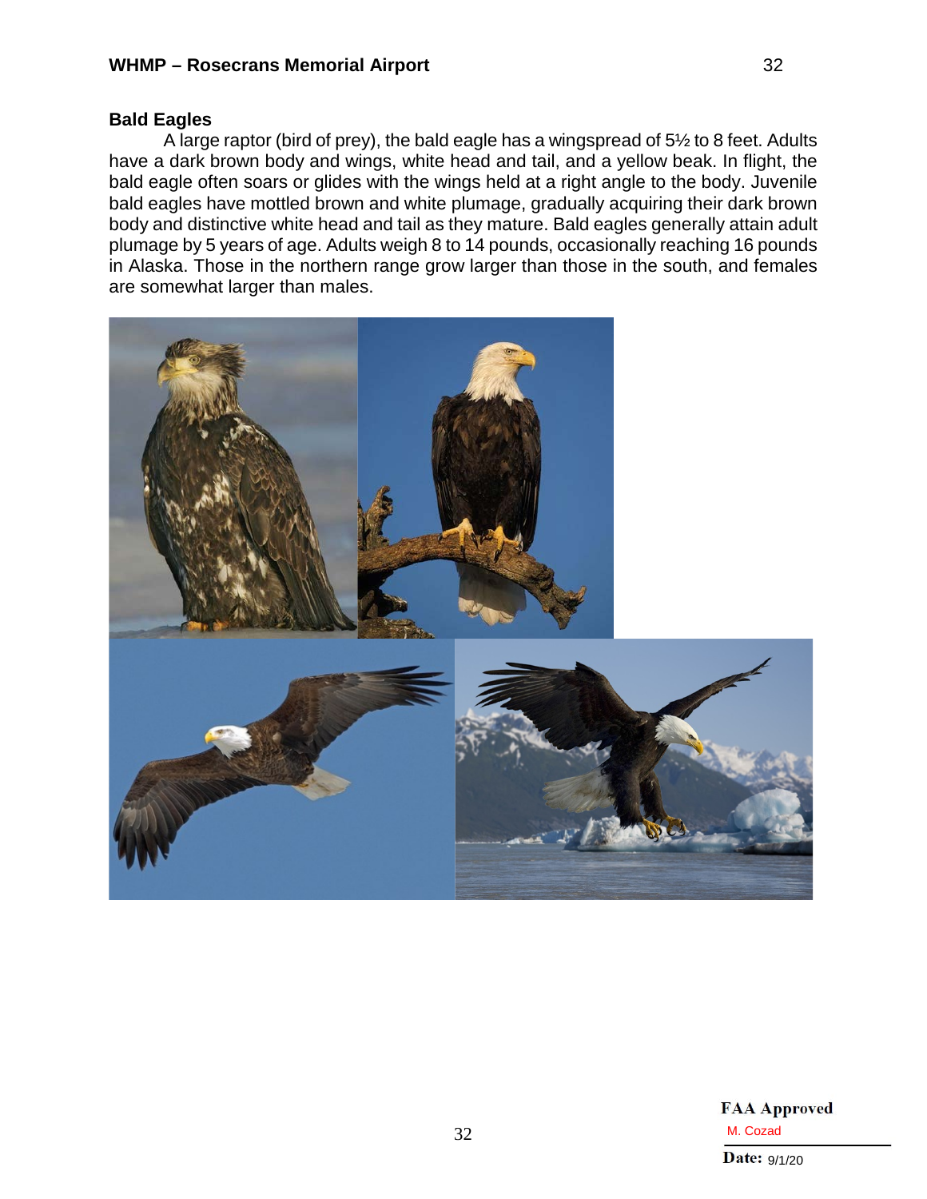## Bald Eagles

A large raptor (bird of prey), the bald eagle has a wingspread of 5½ to 8 feet. Adults have a dark brown body and wings, white head and tail, and a yellow beak. In flight, the bald eagle often soars or glides with the wings held at a right angle to the body. Juvenile bald eagles have mottled brown and white plumage, gradually acquiring their dark brown body and distinctive white head and tail as they mature. Bald eagles generally attain adult plumage by 5 years of age. Adults weigh 8 to 14 pounds, occasionally reaching 16 pounds in Alaska. Those in the northern range grow larger than those in the south, and females are somewhat larger than males.

FAA Approved
M. Cozad
Date: 9/1/20